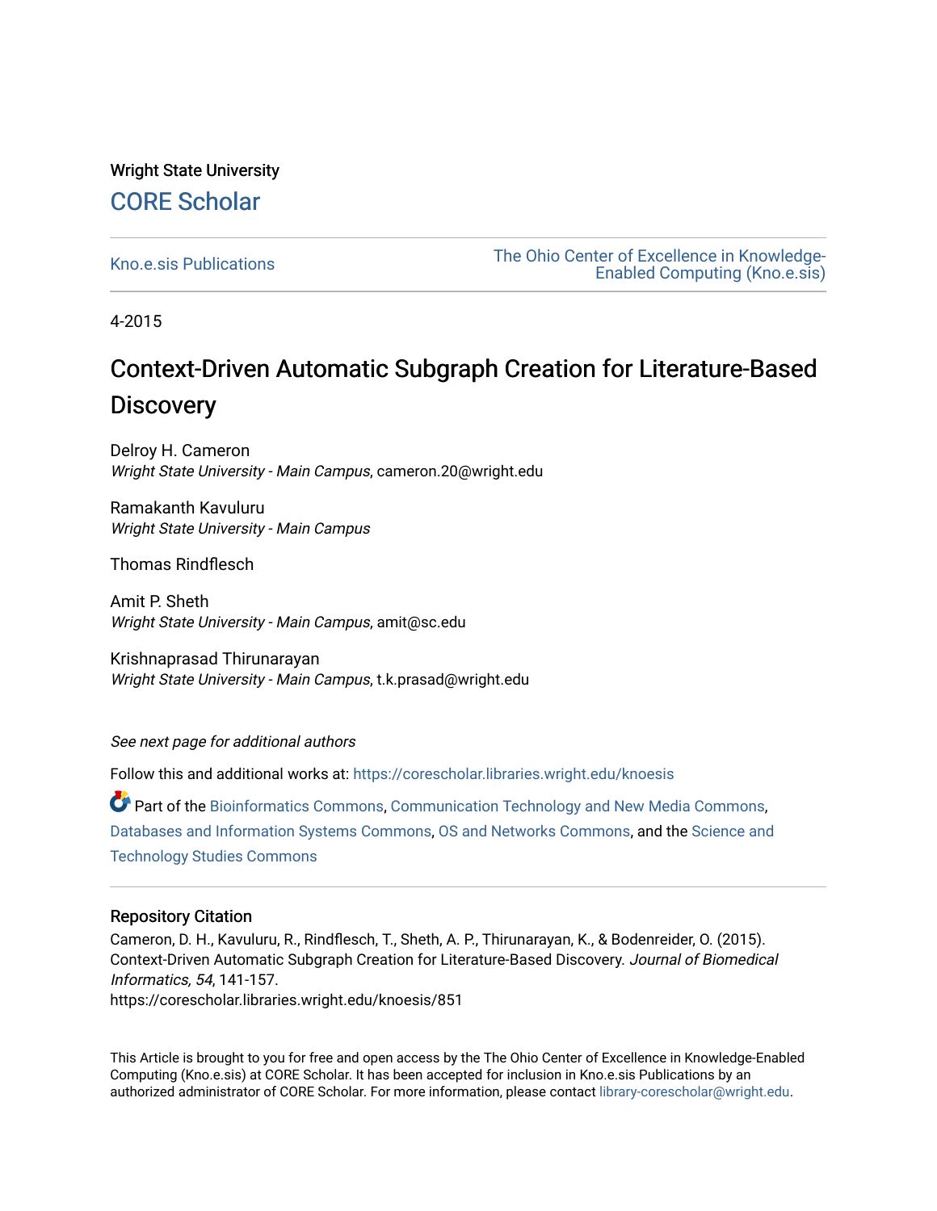Wright State University

CORE Scholar

Kno.e.sis Publications

The Ohio Center of Excellence in Knowledge-Enabled Computing (Kno.e.sis)

4-2015

# Context-Driven Automatic Subgraph Creation for Literature-Based Discovery

Delroy H. Cameron
*Wright State University - Main Campus*, cameron.20@wright.edu

Ramakanth Kavuluru
*Wright State University - Main Campus*

Thomas Rindflesch

Amit P. Sheth
*Wright State University - Main Campus*, amit@sc.edu

Krishnaprasad Thirunarayan
*Wright State University - Main Campus*, t.k.prasad@wright.edu

*See next page for additional authors*

Follow this and additional works at: https://corescholar.libraries.wright.edu/knoesis

Part of the Bioinformatics Commons, Communication Technology and New Media Commons, Databases and Information Systems Commons, OS and Networks Commons, and the Science and Technology Studies Commons

## Repository Citation

Cameron, D. H., Kavuluru, R., Rindflesch, T., Sheth, A. P., Thirunarayan, K., & Bodenreider, O. (2015). Context-Driven Automatic Subgraph Creation for Literature-Based Discovery. *Journal of Biomedical Informatics, 54*, 141-157.
https://corescholar.libraries.wright.edu/knoesis/851

This Article is brought to you for free and open access by the The Ohio Center of Excellence in Knowledge-Enabled Computing (Kno.e.sis) at CORE Scholar. It has been accepted for inclusion in Kno.e.sis Publications by an authorized administrator of CORE Scholar. For more information, please contact library-corescholar@wright.edu.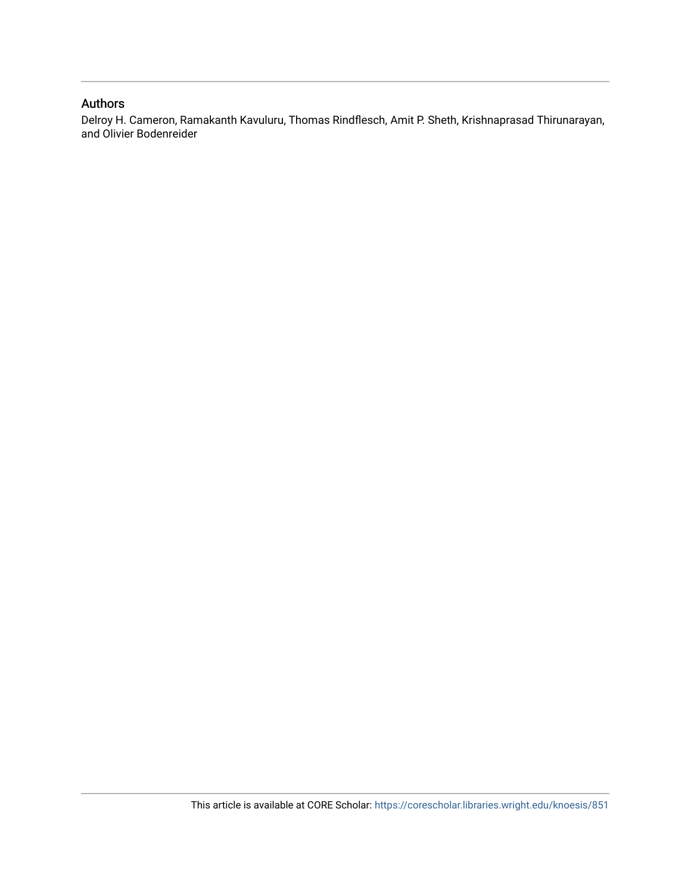## Authors

Delroy H. Cameron, Ramakanth Kavuluru, Thomas Rindflesch, Amit P. Sheth, Krishnaprasad Thirunarayan, and Olivier Bodenreider

This article is available at CORE Scholar: https://corescholar.libraries.wright.edu/knoesis/851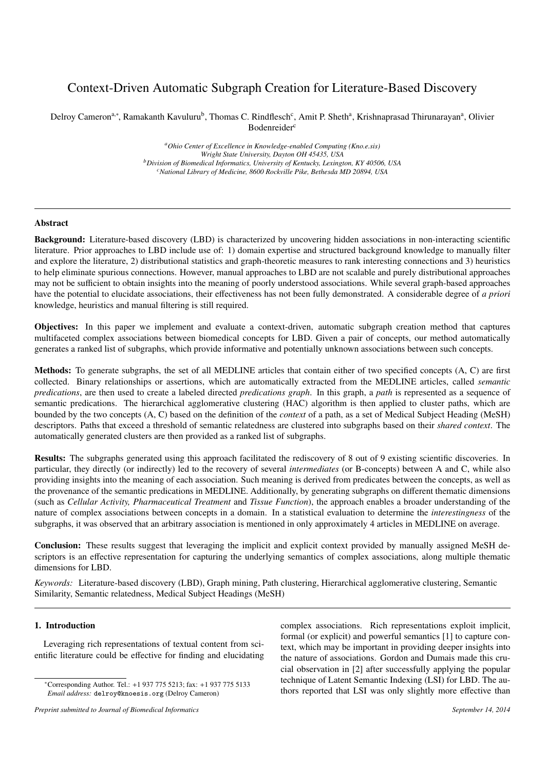# Context-Driven Automatic Subgraph Creation for Literature-Based Discovery

Delroy Cameron[a,*], Ramakanth Kavuluru[b], Thomas C. Rindflesch[c], Amit P. Sheth[a], Krishnaprasad Thirunarayan[a], Olivier Bodenreider[c]

[a]*Ohio Center of Excellence in Knowledge-enabled Computing (Kno.e.sis) Wright State University, Dayton OH 45435, USA*
[b]*Division of Biomedical Informatics, University of Kentucky, Lexington, KY 40506, USA*
[c]*National Library of Medicine, 8600 Rockville Pike, Bethesda MD 20894, USA*

---

## Abstract

**Background:** Literature-based discovery (LBD) is characterized by uncovering hidden associations in non-interacting scientific literature. Prior approaches to LBD include use of: 1) domain expertise and structured background knowledge to manually filter and explore the literature, 2) distributional statistics and graph-theoretic measures to rank interesting connections and 3) heuristics to help eliminate spurious connections. However, manual approaches to LBD are not scalable and purely distributional approaches may not be sufficient to obtain insights into the meaning of poorly understood associations. While several graph-based approaches have the potential to elucidate associations, their effectiveness has not been fully demonstrated. A considerable degree of *a priori* knowledge, heuristics and manual filtering is still required.

**Objectives:** In this paper we implement and evaluate a context-driven, automatic subgraph creation method that captures multifaceted complex associations between biomedical concepts for LBD. Given a pair of concepts, our method automatically generates a ranked list of subgraphs, which provide informative and potentially unknown associations between such concepts.

**Methods:** To generate subgraphs, the set of all MEDLINE articles that contain either of two specified concepts (A, C) are first collected. Binary relationships or assertions, which are automatically extracted from the MEDLINE articles, called *semantic predications*, are then used to create a labeled directed *predications graph*. In this graph, a *path* is represented as a sequence of semantic predications. The hierarchical agglomerative clustering (HAC) algorithm is then applied to cluster paths, which are bounded by the two concepts (A, C) based on the definition of the *context* of a path, as a set of Medical Subject Heading (MeSH) descriptors. Paths that exceed a threshold of semantic relatedness are clustered into subgraphs based on their *shared context*. The automatically generated clusters are then provided as a ranked list of subgraphs.

**Results:** The subgraphs generated using this approach facilitated the rediscovery of 8 out of 9 existing scientific discoveries. In particular, they directly (or indirectly) led to the recovery of several *intermediates* (or B-concepts) between A and C, while also providing insights into the meaning of each association. Such meaning is derived from predicates between the concepts, as well as the provenance of the semantic predications in MEDLINE. Additionally, by generating subgraphs on different thematic dimensions (such as *Cellular Activity, Pharmaceutical Treatment* and *Tissue Function*), the approach enables a broader understanding of the nature of complex associations between concepts in a domain. In a statistical evaluation to determine the *interestingness* of the subgraphs, it was observed that an arbitrary association is mentioned in only approximately 4 articles in MEDLINE on average.

**Conclusion:** These results suggest that leveraging the implicit and explicit context provided by manually assigned MeSH descriptors is an effective representation for capturing the underlying semantics of complex associations, along multiple thematic dimensions for LBD.

*Keywords:* Literature-based discovery (LBD), Graph mining, Path clustering, Hierarchical agglomerative clustering, Semantic Similarity, Semantic relatedness, Medical Subject Headings (MeSH)

---

## 1. Introduction

Leveraging rich representations of textual content from scientific literature could be effective for finding and elucidating complex associations. Rich representations exploit implicit, formal (or explicit) and powerful semantics [1] to capture context, which may be important in providing deeper insights into the nature of associations. Gordon and Dumais made this crucial observation in [2] after successfully applying the popular technique of Latent Semantic Indexing (LSI) for LBD. The authors reported that LSI was only slightly more effective than

*Corresponding Author. Tel.: +1 937 775 5213; fax: +1 937 775 5133
*Email address:* delroy@knoesis.org (Delroy Cameron)

*Preprint submitted to Journal of Biomedical Informatics* — *September 14, 2014*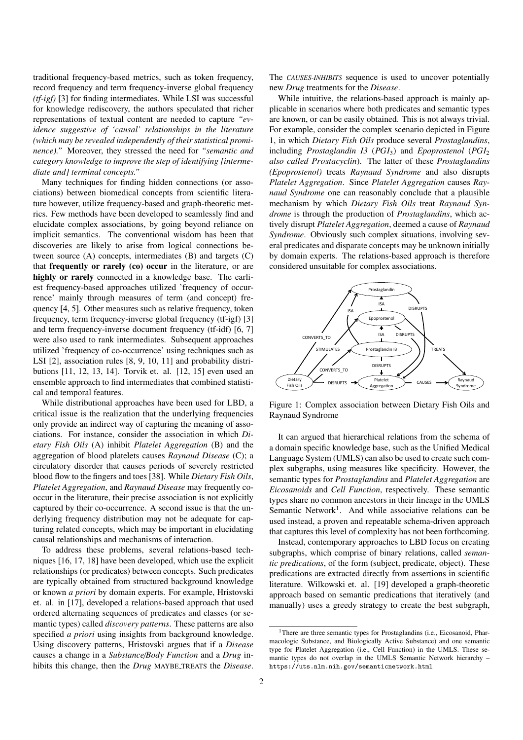traditional frequency-based metrics, such as token frequency, record frequency and term frequency-inverse global frequency *(tf-igf)* [3] for finding intermediates. While LSI was successful for knowledge rediscovery, the authors speculated that richer representations of textual content are needed to capture *"evidence suggestive of 'causal' relationships in the literature (which may be revealed independently of their statistical prominence)."* Moreover, they stressed the need for *"semantic and category knowledge to improve the step of identifying [intermediate and] terminal concepts."*

Many techniques for finding hidden connections (or associations) between biomedical concepts from scientific literature however, utilize frequency-based and graph-theoretic metrics. Few methods have been developed to seamlessly find and elucidate complex associations, by going beyond reliance on implicit semantics. The conventional wisdom has been that discoveries are likely to arise from logical connections between source (A) concepts, intermediates (B) and targets (C) that **frequently or rarely (co) occur** in the literature, or are **highly or rarely** connected in a knowledge base. The earliest frequency-based approaches utilized 'frequency of occurrence' mainly through measures of term (and concept) frequency [4, 5]. Other measures such as relative frequency, token frequency, term frequency-inverse global frequency (tf-igf) [3] and term frequency-inverse document frequency (tf-idf) [6, 7] were also used to rank intermediates. Subsequent approaches utilized 'frequency of co-occurrence' using techniques such as LSI [2], association rules [8, 9, 10, 11] and probability distributions [11, 12, 13, 14]. Torvik et. al. [12, 15] even used an ensemble approach to find intermediates that combined statistical and temporal features.

While distributional approaches have been used for LBD, a critical issue is the realization that the underlying frequencies only provide an indirect way of capturing the meaning of associations. For instance, consider the association in which *Dietary Fish Oils* (A) inhibit *Platelet Aggregation* (B) and the aggregation of blood platelets causes *Raynaud Disease* (C); a circulatory disorder that causes periods of severely restricted blood flow to the fingers and toes [38]. While *Dietary Fish Oils*, *Platelet Aggregation*, and *Raynaud Disease* may frequently cooccur in the literature, their precise association is not explicitly captured by their co-occurrence. A second issue is that the underlying frequency distribution may not be adequate for capturing related concepts, which may be important in elucidating causal relationships and mechanisms of interaction.

To address these problems, several relations-based techniques [16, 17, 18] have been developed, which use the explicit relationships (or predicates) between concepts. Such predicates are typically obtained from structured background knowledge or known *a priori* by domain experts. For example, Hristovski et. al. in [17], developed a relations-based approach that used ordered alternating sequences of predicates and classes (or semantic types) called *discovery patterns*. These patterns are also specified *a priori* using insights from background knowledge. Using discovery patterns, Hristovski argues that if a *Disease* causes a change in a *Substance/Body Function* and a *Drug* inhibits this change, then the *Drug* MAYBE_TREATS the *Disease*. The *CAUSES-INHIBITS* sequence is used to uncover potentially new *Drug* treatments for the *Disease*.

While intuitive, the relations-based approach is mainly applicable in scenarios where both predicates and semantic types are known, or can be easily obtained. This is not always trivial. For example, consider the complex scenario depicted in Figure 1, in which *Dietary Fish Oils* produce several *Prostaglandins*, including *Prostaglandin I3* ($PGI_3$) and *Epoprostenol* ($PGI_2$ *also called Prostacyclin*). The latter of these *Prostaglandins (Epoprostenol)* treats *Raynaud Syndrome* and also disrupts *Platelet Aggregation*. Since *Platelet Aggregation* causes *Raynaud Syndrome* one can reasonably conclude that a plausible mechanism by which *Dietary Fish Oils* treat *Raynaud Syndrome* is through the production of *Prostaglandins*, which actively disrupt *Platelet Aggregation*, deemed a cause of *Raynaud Syndrome*. Obviously such complex situations, involving several predicates and disparate concepts may be unknown initially by domain experts. The relations-based approach is therefore considered unsuitable for complex associations.

Figure 1: Complex association between Dietary Fish Oils and Raynaud Syndrome

It can argued that hierarchical relations from the schema of a domain specific knowledge base, such as the Unified Medical Language System (UMLS) can also be used to create such complex subgraphs, using measures like specificity. However, the semantic types for *Prostaglandins* and *Platelet Aggregation* are *Eicosanoids* and *Cell Function*, respectively. These semantic types share no common ancestors in their lineage in the UMLS Semantic Network[1]. And while associative relations can be used instead, a proven and repeatable schema-driven approach that captures this level of complexity has not been forthcoming.

Instead, contemporary approaches to LBD focus on creating subgraphs, which comprise of binary relations, called *semantic predications*, of the form (subject, predicate, object). These predications are extracted directly from assertions in scientific literature. Wilkowski et. al. [19] developed a graph-theoretic approach based on semantic predications that iteratively (and manually) uses a greedy strategy to create the best subgraph,

[1] There are three semantic types for Prostaglandins (i.e., Eicosanoid, Pharmacologic Substance, and Biologically Active Substance) and one semantic type for Platelet Aggregation (i.e., Cell Function) in the UMLS. These semantic types do not overlap in the UMLS Semantic Network hierarchy – https://uts.nlm.nih.gov/semanticnetwork.html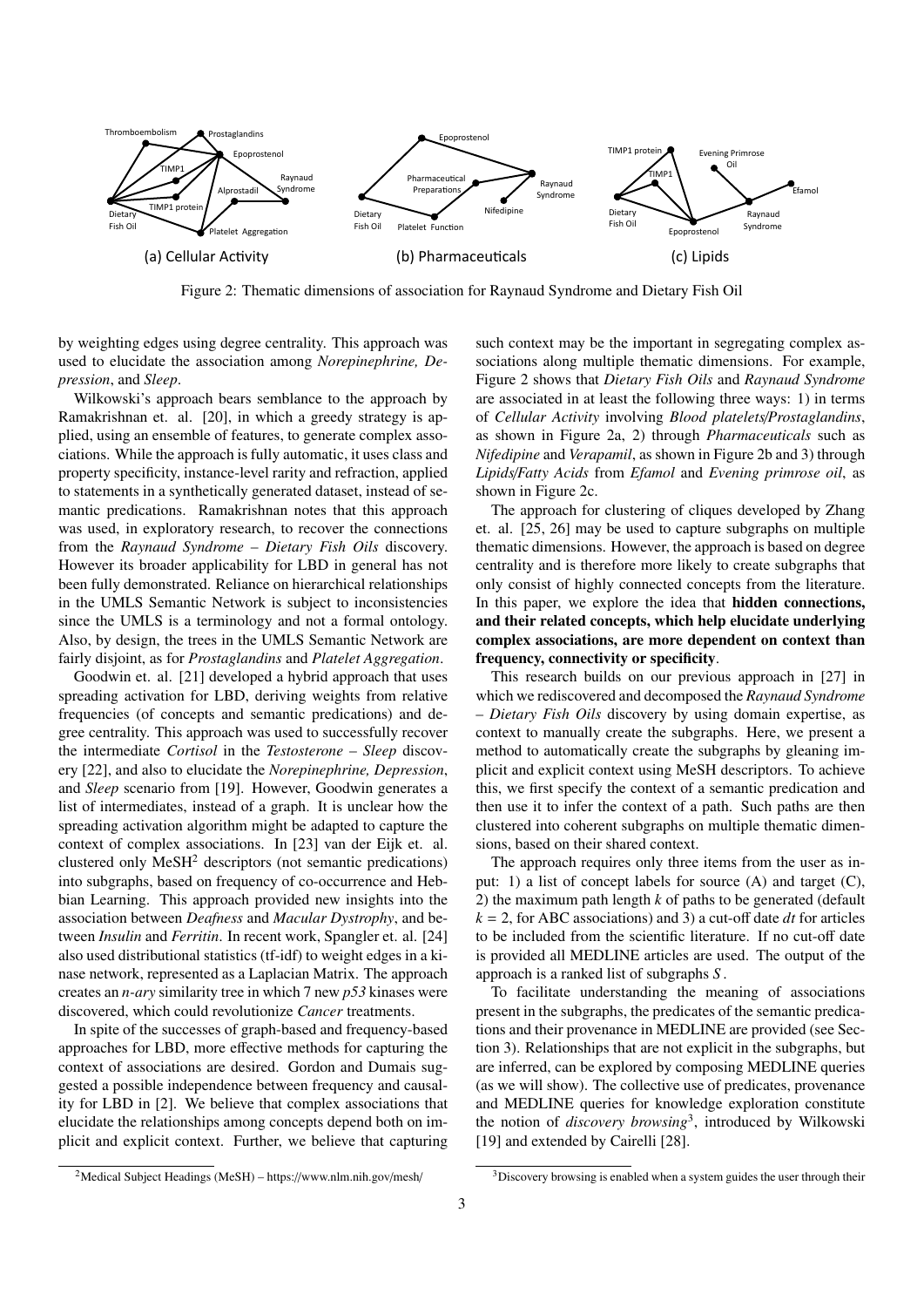Figure 2: Thematic dimensions of association for Raynaud Syndrome and Dietary Fish Oil

by weighting edges using degree centrality. This approach was used to elucidate the association among *Norepinephrine, Depression*, and *Sleep*.

Wilkowski's approach bears semblance to the approach by Ramakrishnan et. al. [20], in which a greedy strategy is applied, using an ensemble of features, to generate complex associations. While the approach is fully automatic, it uses class and property specificity, instance-level rarity and refraction, applied to statements in a synthetically generated dataset, instead of semantic predications. Ramakrishnan notes that this approach was used, in exploratory research, to recover the connections from the *Raynaud Syndrome – Dietary Fish Oils* discovery. However its broader applicability for LBD in general has not been fully demonstrated. Reliance on hierarchical relationships in the UMLS Semantic Network is subject to inconsistencies since the UMLS is a terminology and not a formal ontology. Also, by design, the trees in the UMLS Semantic Network are fairly disjoint, as for *Prostaglandins* and *Platelet Aggregation*.

Goodwin et. al. [21] developed a hybrid approach that uses spreading activation for LBD, deriving weights from relative frequencies (of concepts and semantic predications) and degree centrality. This approach was used to successfully recover the intermediate *Cortisol* in the *Testosterone – Sleep* discovery [22], and also to elucidate the *Norepinephrine, Depression*, and *Sleep* scenario from [19]. However, Goodwin generates a list of intermediates, instead of a graph. It is unclear how the spreading activation algorithm might be adapted to capture the context of complex associations. In [23] van der Eijk et. al. clustered only MeSH[2] descriptors (not semantic predications) into subgraphs, based on frequency of co-occurrence and Hebbian Learning. This approach provided new insights into the association between *Deafness* and *Macular Dystrophy*, and between *Insulin* and *Ferritin*. In recent work, Spangler et. al. [24] also used distributional statistics (tf-idf) to weight edges in a kinase network, represented as a Laplacian Matrix. The approach creates an *n-ary* similarity tree in which 7 new *p53* kinases were discovered, which could revolutionize *Cancer* treatments.

In spite of the successes of graph-based and frequency-based approaches for LBD, more effective methods for capturing the context of associations are desired. Gordon and Dumais suggested a possible independence between frequency and causality for LBD in [2]. We believe that complex associations that elucidate the relationships among concepts depend both on implicit and explicit context. Further, we believe that capturing such context may be the important in segregating complex associations along multiple thematic dimensions. For example, Figure 2 shows that *Dietary Fish Oils* and *Raynaud Syndrome* are associated in at least the following three ways: 1) in terms of *Cellular Activity* involving *Blood platelets/Prostaglandins*, as shown in Figure 2a, 2) through *Pharmaceuticals* such as *Nifedipine* and *Verapamil*, as shown in Figure 2b and 3) through *Lipids/Fatty Acids* from *Efamol* and *Evening primrose oil*, as shown in Figure 2c.

The approach for clustering of cliques developed by Zhang et. al. [25, 26] may be used to capture subgraphs on multiple thematic dimensions. However, the approach is based on degree centrality and is therefore more likely to create subgraphs that only consist of highly connected concepts from the literature. In this paper, we explore the idea that **hidden connections, and their related concepts, which help elucidate underlying complex associations, are more dependent on context than frequency, connectivity or specificity**.

This research builds on our previous approach in [27] in which we rediscovered and decomposed the *Raynaud Syndrome – Dietary Fish Oils* discovery by using domain expertise, as context to manually create the subgraphs. Here, we present a method to automatically create the subgraphs by gleaning implicit and explicit context using MeSH descriptors. To achieve this, we first specify the context of a semantic predication and then use it to infer the context of a path. Such paths are then clustered into coherent subgraphs on multiple thematic dimensions, based on their shared context.

The approach requires only three items from the user as input: 1) a list of concept labels for source (A) and target (C), 2) the maximum path length $k$ of paths to be generated (default $k = 2$, for ABC associations) and 3) a cut-off date $dt$ for articles to be included from the scientific literature. If no cut-off date is provided all MEDLINE articles are used. The output of the approach is a ranked list of subgraphs $S$.

To facilitate understanding the meaning of associations present in the subgraphs, the predicates of the semantic predications and their provenance in MEDLINE are provided (see Section 3). Relationships that are not explicit in the subgraphs, but are inferred, can be explored by composing MEDLINE queries (as we will show). The collective use of predicates, provenance and MEDLINE queries for knowledge exploration constitute the notion of *discovery browsing*[3], introduced by Wilkowski [19] and extended by Cairelli [28].

[2] Medical Subject Headings (MeSH) – https://www.nlm.nih.gov/mesh/

[3] Discovery browsing is enabled when a system guides the user through their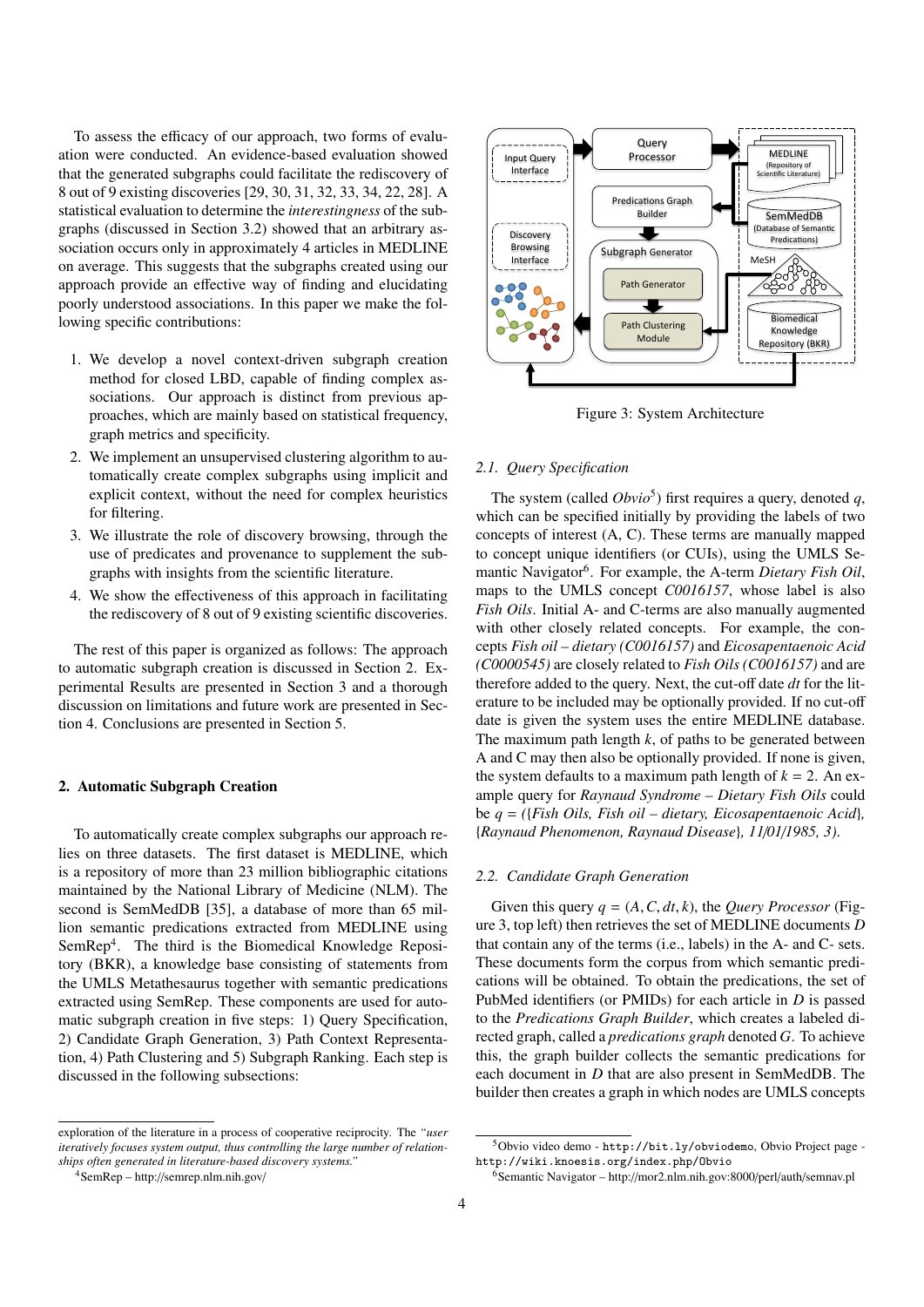To assess the efficacy of our approach, two forms of evaluation were conducted. An evidence-based evaluation showed that the generated subgraphs could facilitate the rediscovery of 8 out of 9 existing discoveries [29, 30, 31, 32, 33, 34, 22, 28]. A statistical evaluation to determine the *interestingness* of the subgraphs (discussed in Section 3.2) showed that an arbitrary association occurs only in approximately 4 articles in MEDLINE on average. This suggests that the subgraphs created using our approach provide an effective way of finding and elucidating poorly understood associations. In this paper we make the following specific contributions:

1. We develop a novel context-driven subgraph creation method for closed LBD, capable of finding complex associations. Our approach is distinct from previous approaches, which are mainly based on statistical frequency, graph metrics and specificity.
2. We implement an unsupervised clustering algorithm to automatically create complex subgraphs using implicit and explicit context, without the need for complex heuristics for filtering.
3. We illustrate the role of discovery browsing, through the use of predicates and provenance to supplement the subgraphs with insights from the scientific literature.
4. We show the effectiveness of this approach in facilitating the rediscovery of 8 out of 9 existing scientific discoveries.

The rest of this paper is organized as follows: The approach to automatic subgraph creation is discussed in Section 2. Experimental Results are presented in Section 3 and a thorough discussion on limitations and future work are presented in Section 4. Conclusions are presented in Section 5.

## 2. Automatic Subgraph Creation

To automatically create complex subgraphs our approach relies on three datasets. The first dataset is MEDLINE, which is a repository of more than 23 million bibliographic citations maintained by the National Library of Medicine (NLM). The second is SemMedDB [35], a database of more than 65 million semantic predications extracted from MEDLINE using SemRep[4]. The third is the Biomedical Knowledge Repository (BKR), a knowledge base consisting of statements from the UMLS Metathesaurus together with semantic predications extracted using SemRep. These components are used for automatic subgraph creation in five steps: 1) Query Specification, 2) Candidate Graph Generation, 3) Path Context Representation, 4) Path Clustering and 5) Subgraph Ranking. Each step is discussed in the following subsections:

exploration of the literature in a process of cooperative reciprocity. The *"user iteratively focuses system output, thus controlling the large number of relationships often generated in literature-based discovery systems."*

[4]SemRep – http://semrep.nlm.nih.gov/

Figure 3: System Architecture

### 2.1. Query Specification

The system (called *Obvio*[5]) first requires a query, denoted $q$, which can be specified initially by providing the labels of two concepts of interest (A, C). These terms are manually mapped to concept unique identifiers (or CUIs), using the UMLS Semantic Navigator[6]. For example, the A-term *Dietary Fish Oil*, maps to the UMLS concept *C0016157*, whose label is also *Fish Oils*. Initial A- and C-terms are also manually augmented with other closely related concepts. For example, the concepts *Fish oil – dietary (C0016157)* and *Eicosapentaenoic Acid (C0000545)* are closely related to *Fish Oils (C0016157)* and are therefore added to the query. Next, the cut-off date $dt$ for the literature to be included may be optionally provided. If no cut-off date is given the system uses the entire MEDLINE database. The maximum path length $k$, of paths to be generated between A and C may then also be optionally provided. If none is given, the system defaults to a maximum path length of $k = 2$. An example query for *Raynaud Syndrome – Dietary Fish Oils* could be $q$ = *({Fish Oils, Fish oil – dietary, Eicosapentaenoic Acid}, {Raynaud Phenomenon, Raynaud Disease}, 11/01/1985, 3)*.

### 2.2. Candidate Graph Generation

Given this query $q = (A, C, dt, k)$, the *Query Processor* (Figure 3, top left) then retrieves the set of MEDLINE documents $D$ that contain any of the terms (i.e., labels) in the A- and C- sets. These documents form the corpus from which semantic predications will be obtained. To obtain the predications, the set of PubMed identifiers (or PMIDs) for each article in $D$ is passed to the *Predications Graph Builder*, which creates a labeled directed graph, called a *predications graph* denoted $G$. To achieve this, the graph builder collects the semantic predications for each document in $D$ that are also present in SemMedDB. The builder then creates a graph in which nodes are UMLS concepts

[5]Obvio video demo - `http://bit.ly/obviodemo`, Obvio Project page - `http://wiki.knoesis.org/index.php/Obvio`

[6]Semantic Navigator – http://mor2.nlm.nih.gov:8000/perl/auth/semnav.pl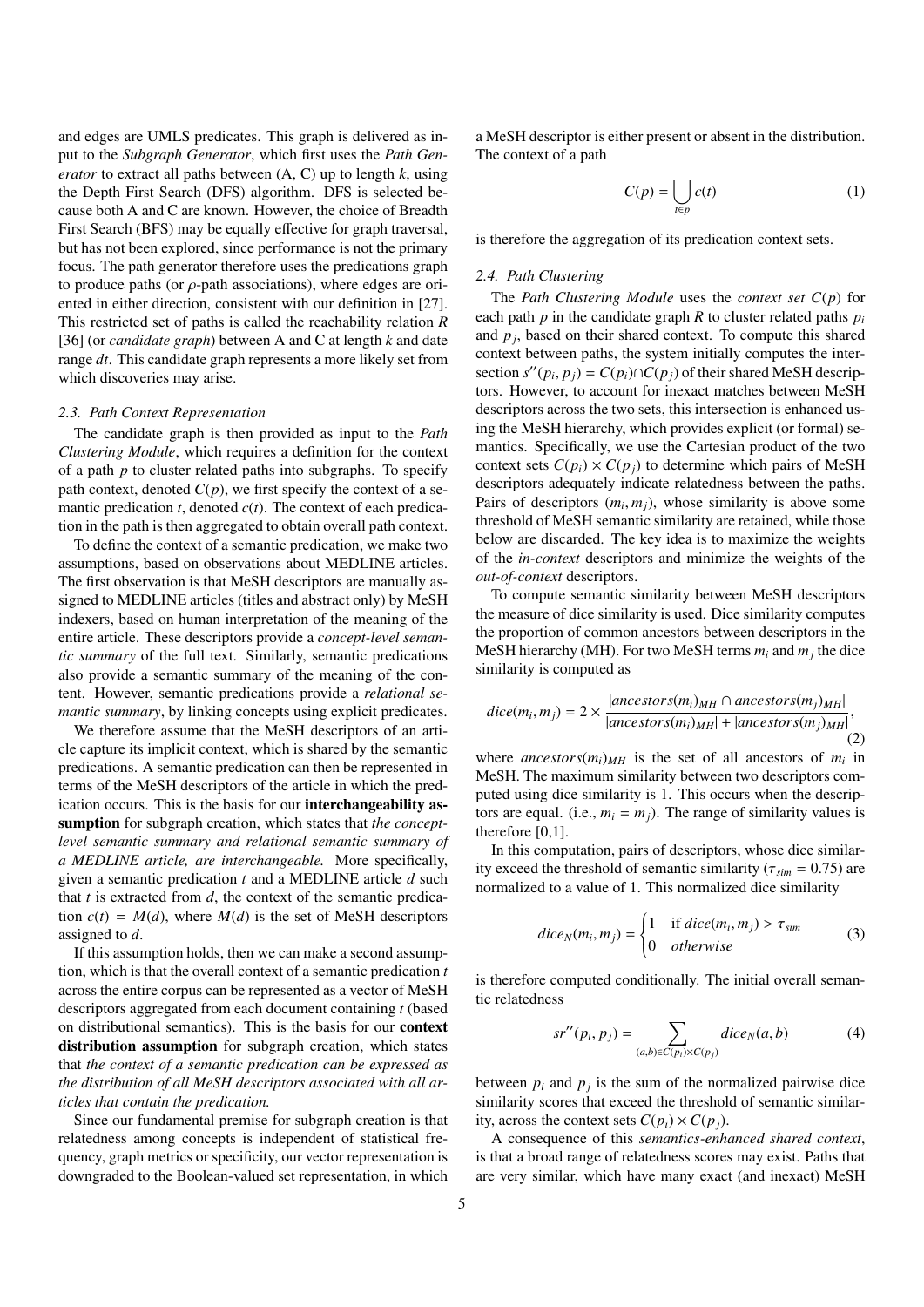and edges are UMLS predicates. This graph is delivered as input to the *Subgraph Generator*, which first uses the *Path Generator* to extract all paths between (A, C) up to length $k$, using the Depth First Search (DFS) algorithm. DFS is selected because both A and C are known. However, the choice of Breadth First Search (BFS) may be equally effective for graph traversal, but has not been explored, since performance is not the primary focus. The path generator therefore uses the predications graph to produce paths (or $\rho$-path associations), where edges are oriented in either direction, consistent with our definition in [27]. This restricted set of paths is called the reachability relation $R$ [36] (or *candidate graph*) between A and C at length $k$ and date range $dt$. This candidate graph represents a more likely set from which discoveries may arise.

### 2.3. Path Context Representation

The candidate graph is then provided as input to the *Path Clustering Module*, which requires a definition for the context of a path $p$ to cluster related paths into subgraphs. To specify path context, denoted $C(p)$, we first specify the context of a semantic predication $t$, denoted $c(t)$. The context of each predication in the path is then aggregated to obtain overall path context.

To define the context of a semantic predication, we make two assumptions, based on observations about MEDLINE articles. The first observation is that MeSH descriptors are manually assigned to MEDLINE articles (titles and abstract only) by MeSH indexers, based on human interpretation of the meaning of the entire article. These descriptors provide a *concept-level semantic summary* of the full text. Similarly, semantic predications also provide a semantic summary of the meaning of the content. However, semantic predications provide a *relational semantic summary*, by linking concepts using explicit predicates.

We therefore assume that the MeSH descriptors of an article capture its implicit context, which is shared by the semantic predications. A semantic predication can then be represented in terms of the MeSH descriptors of the article in which the predication occurs. This is the basis for our **interchangeability assumption** for subgraph creation, which states that *the concept-level semantic summary and relational semantic summary of a MEDLINE article, are interchangeable.* More specifically, given a semantic predication $t$ and a MEDLINE article $d$ such that $t$ is extracted from $d$, the context of the semantic predication $c(t) = M(d)$, where $M(d)$ is the set of MeSH descriptors assigned to $d$.

If this assumption holds, then we can make a second assumption, which is that the overall context of a semantic predication $t$ across the entire corpus can be represented as a vector of MeSH descriptors aggregated from each document containing $t$ (based on distributional semantics). This is the basis for our **context distribution assumption** for subgraph creation, which states that *the context of a semantic predication can be expressed as the distribution of all MeSH descriptors associated with all articles that contain the predication.*

Since our fundamental premise for subgraph creation is that relatedness among concepts is independent of statistical frequency, graph metrics or specificity, our vector representation is downgraded to the Boolean-valued set representation, in which a MeSH descriptor is either present or absent in the distribution. The context of a path

$$C(p) = \bigcup_{t \in p} c(t) \tag{1}$$

is therefore the aggregation of its predication context sets.

### 2.4. Path Clustering

The *Path Clustering Module* uses the *context set $C(p)$* for each path $p$ in the candidate graph $R$ to cluster related paths $p_i$ and $p_j$, based on their shared context. To compute this shared context between paths, the system initially computes the intersection $s''(p_i, p_j) = C(p_i) \cap C(p_j)$ of their shared MeSH descriptors. However, to account for inexact matches between MeSH descriptors across the two sets, this intersection is enhanced using the MeSH hierarchy, which provides explicit (or formal) semantics. Specifically, we use the Cartesian product of the two context sets $C(p_i) \times C(p_j)$ to determine which pairs of MeSH descriptors adequately indicate relatedness between the paths. Pairs of descriptors $(m_i, m_j)$, whose similarity is above some threshold of MeSH semantic similarity are retained, while those below are discarded. The key idea is to maximize the weights of the *in-context* descriptors and minimize the weights of the *out-of-context* descriptors.

To compute semantic similarity between MeSH descriptors the measure of dice similarity is used. Dice similarity computes the proportion of common ancestors between descriptors in the MeSH hierarchy (MH). For two MeSH terms $m_i$ and $m_j$ the dice similarity is computed as

$$dice(m_i, m_j) = 2 \times \frac{|ancestors(m_i)_{MH} \cap ancestors(m_j)_{MH}|}{|ancestors(m_i)_{MH}| + |ancestors(m_j)_{MH}|}, \tag{2}$$

where $ancestors(m_i)_{MH}$ is the set of all ancestors of $m_i$ in MeSH. The maximum similarity between two descriptors computed using dice similarity is 1. This occurs when the descriptors are equal. (i.e., $m_i = m_j$). The range of similarity values is therefore [0,1].

In this computation, pairs of descriptors, whose dice similarity exceed the threshold of semantic similarity ($\tau_{sim} = 0.75$) are normalized to a value of 1. This normalized dice similarity

$$dice_N(m_i, m_j) = \begin{cases} 1 & \text{if } dice(m_i, m_j) > \tau_{sim} \\ 0 & otherwise \end{cases} \tag{3}$$

is therefore computed conditionally. The initial overall semantic relatedness

$$sr''(p_i, p_j) = \sum_{(a,b) \in C(p_i) \times C(p_j)} dice_N(a, b) \tag{4}$$

between $p_i$ and $p_j$ is the sum of the normalized pairwise dice similarity scores that exceed the threshold of semantic similarity, across the context sets $C(p_i) \times C(p_j)$.

A consequence of this *semantics-enhanced shared context*, is that a broad range of relatedness scores may exist. Paths that are very similar, which have many exact (and inexact) MeSH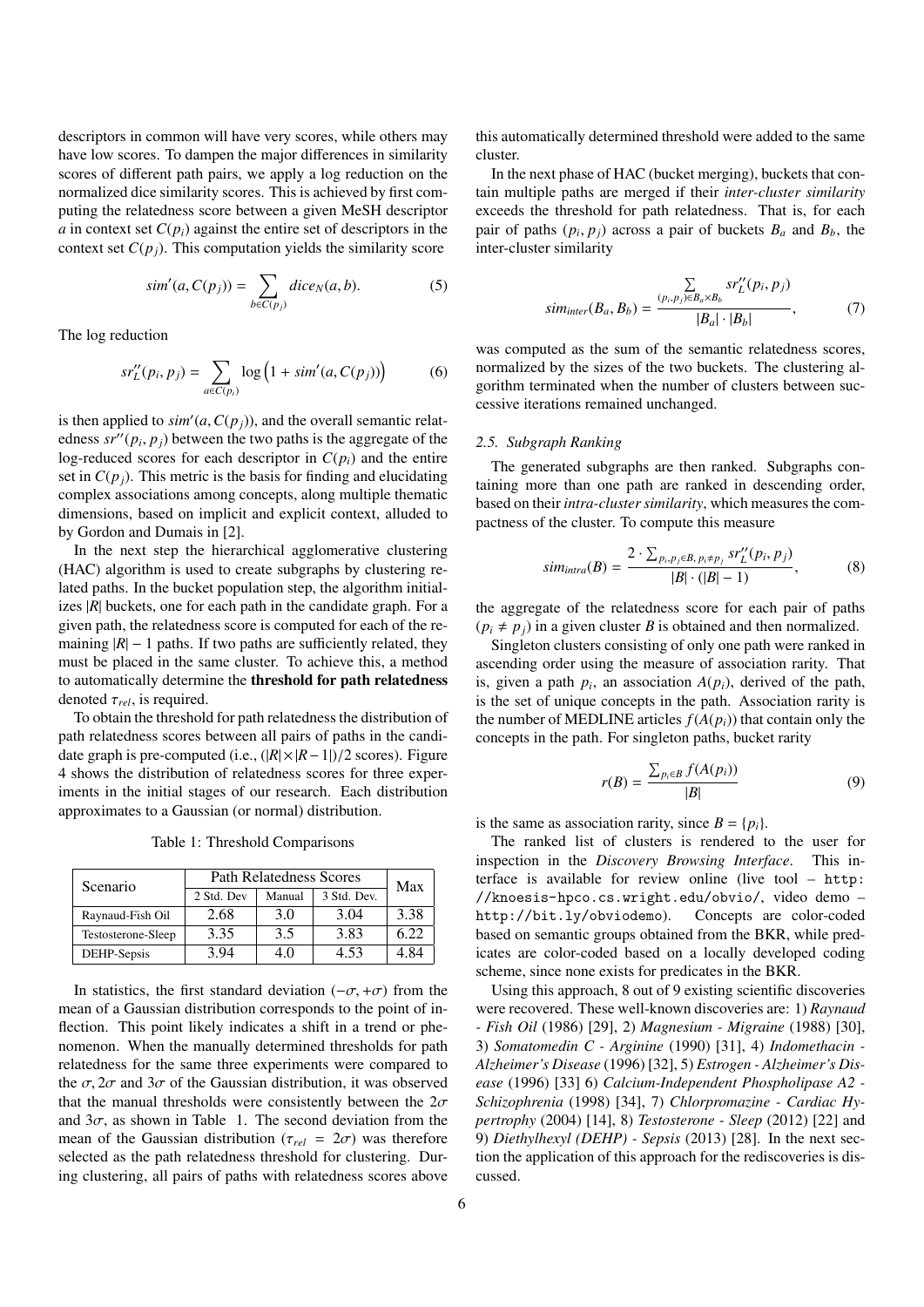descriptors in common will have very scores, while others may have low scores. To dampen the major differences in similarity scores of different path pairs, we apply a log reduction on the normalized dice similarity scores. This is achieved by first computing the relatedness score between a given MeSH descriptor $a$ in context set $C(p_i)$ against the entire set of descriptors in the context set $C(p_j)$. This computation yields the similarity score

$$sim'(a, C(p_j)) = \sum_{b \in C(p_j)} dice_N(a, b). \tag{5}$$

The log reduction

$$sr''_L(p_i, p_j) = \sum_{a \in C(p_i)} \log\left(1 + sim'(a, C(p_j))\right) \tag{6}$$

is then applied to $sim'(a, C(p_j))$, and the overall semantic relatedness $sr''(p_i, p_j)$ between the two paths is the aggregate of the log-reduced scores for each descriptor in $C(p_i)$ and the entire set in $C(p_j)$. This metric is the basis for finding and elucidating complex associations among concepts, along multiple thematic dimensions, based on implicit and explicit context, alluded to by Gordon and Dumais in [2].

In the next step the hierarchical agglomerative clustering (HAC) algorithm is used to create subgraphs by clustering related paths. In the bucket population step, the algorithm initializes $|R|$ buckets, one for each path in the candidate graph. For a given path, the relatedness score is computed for each of the remaining $|R| - 1$ paths. If two paths are sufficiently related, they must be placed in the same cluster. To achieve this, a method to automatically determine the **threshold for path relatedness** denoted $\tau_{rel}$, is required.

To obtain the threshold for path relatedness the distribution of path relatedness scores between all pairs of paths in the candidate graph is pre-computed (i.e., $(|R| \times |R - 1|)/2$ scores). Figure 4 shows the distribution of relatedness scores for three experiments in the initial stages of our research. Each distribution approximates to a Gaussian (or normal) distribution.

Table 1: Threshold Comparisons

| Scenario | Path Relatedness Scores | | | Max |
|---|---|---|---|---|
| | 2 Std. Dev | Manual | 3 Std. Dev. | |
| Raynaud-Fish Oil | 2.68 | 3.0 | 3.04 | 3.38 |
| Testosterone-Sleep | 3.35 | 3.5 | 3.83 | 6.22 |
| DEHP-Sepsis | 3.94 | 4.0 | 4.53 | 4.84 |

In statistics, the first standard deviation $(-\sigma, +\sigma)$ from the mean of a Gaussian distribution corresponds to the point of inflection. This point likely indicates a shift in a trend or phenomenon. When the manually determined thresholds for path relatedness for the same three experiments were compared to the $\sigma, 2\sigma$ and $3\sigma$ of the Gaussian distribution, it was observed that the manual thresholds were consistently between the $2\sigma$ and $3\sigma$, as shown in Table 1. The second deviation from the mean of the Gaussian distribution ($\tau_{rel} = 2\sigma$) was therefore selected as the path relatedness threshold for clustering. During clustering, all pairs of paths with relatedness scores above this automatically determined threshold were added to the same cluster.

In the next phase of HAC (bucket merging), buckets that contain multiple paths are merged if their *inter-cluster similarity* exceeds the threshold for path relatedness. That is, for each pair of paths $(p_i, p_j)$ across a pair of buckets $B_a$ and $B_b$, the inter-cluster similarity

$$sim_{inter}(B_a, B_b) = \frac{\sum\limits_{(p_i, p_j) \in B_a \times B_b} sr''_L(p_i, p_j)}{|B_a| \cdot |B_b|}, \tag{7}$$

was computed as the sum of the semantic relatedness scores, normalized by the sizes of the two buckets. The clustering algorithm terminated when the number of clusters between successive iterations remained unchanged.

### 2.5. Subgraph Ranking

The generated subgraphs are then ranked. Subgraphs containing more than one path are ranked in descending order, based on their *intra-cluster similarity*, which measures the compactness of the cluster. To compute this measure

$$sim_{intra}(B) = \frac{2 \cdot \sum_{p_i, p_j \in B, p_i \neq p_j} sr''_L(p_i, p_j)}{|B| \cdot (|B| - 1)}, \tag{8}$$

the aggregate of the relatedness score for each pair of paths $(p_i \neq p_j)$ in a given cluster $B$ is obtained and then normalized.

Singleton clusters consisting of only one path were ranked in ascending order using the measure of association rarity. That is, given a path $p_i$, an association $A(p_i)$, derived of the path, is the set of unique concepts in the path. Association rarity is the number of MEDLINE articles $f(A(p_i))$ that contain only the concepts in the path. For singleton paths, bucket rarity

$$r(B) = \frac{\sum_{p_i \in B} f(A(p_i))}{|B|} \tag{9}$$

is the same as association rarity, since $B = \{p_i\}$.

The ranked list of clusters is rendered to the user for inspection in the *Discovery Browsing Interface*. This interface is available for review online (live tool – `http://knoesis-hpco.cs.wright.edu/obvio/`, video demo – `http://bit.ly/obviodemo`). Concepts are color-coded based on semantic groups obtained from the BKR, while predicates are color-coded based on a locally developed coding scheme, since none exists for predicates in the BKR.

Using this approach, 8 out of 9 existing scientific discoveries were recovered. These well-known discoveries are: 1) *Raynaud - Fish Oil* (1986) [29], 2) *Magnesium - Migraine* (1988) [30], 3) *Somatomedin C - Arginine* (1990) [31], 4) *Indomethacin - Alzheimer's Disease* (1996) [32], 5) *Estrogen - Alzheimer's Disease* (1996) [33] 6) *Calcium-Independent Phospholipase A2 - Schizophrenia* (1998) [34], 7) *Chlorpromazine - Cardiac Hypertrophy* (2004) [14], 8) *Testosterone - Sleep* (2012) [22] and 9) *Diethylhexyl (DEHP) - Sepsis* (2013) [28]. In the next section the application of this approach for the rediscoveries is discussed.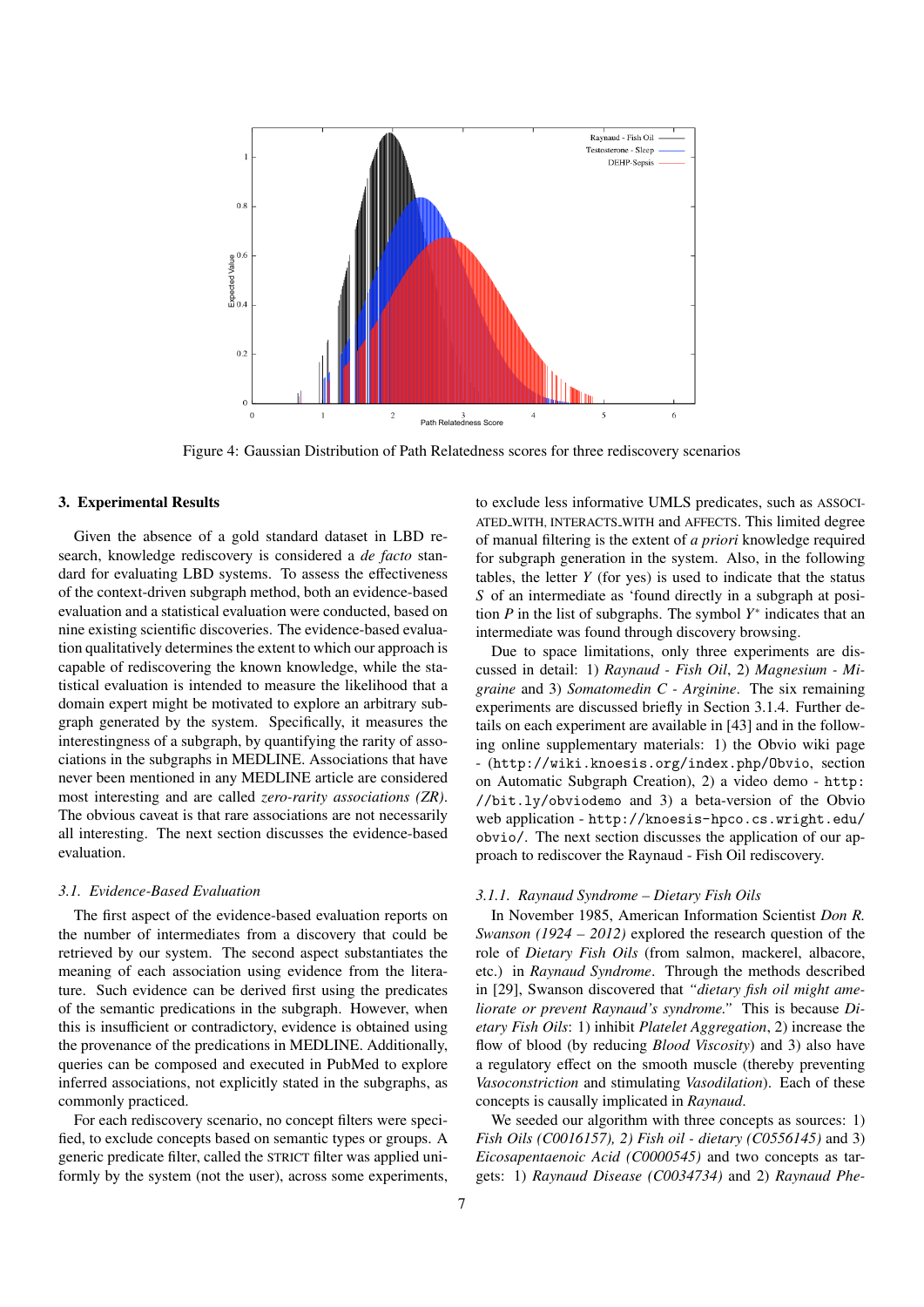Figure 4: Gaussian Distribution of Path Relatedness scores for three rediscovery scenarios

## 3. Experimental Results

Given the absence of a gold standard dataset in LBD research, knowledge rediscovery is considered a *de facto* standard for evaluating LBD systems. To assess the effectiveness of the context-driven subgraph method, both an evidence-based evaluation and a statistical evaluation were conducted, based on nine existing scientific discoveries. The evidence-based evaluation qualitatively determines the extent to which our approach is capable of rediscovering the known knowledge, while the statistical evaluation is intended to measure the likelihood that a domain expert might be motivated to explore an arbitrary subgraph generated by the system. Specifically, it measures the interestingness of a subgraph, by quantifying the rarity of associations in the subgraphs in MEDLINE. Associations that have never been mentioned in any MEDLINE article are considered most interesting and are called *zero-rarity associations (ZR)*. The obvious caveat is that rare associations are not necessarily all interesting. The next section discusses the evidence-based evaluation.

### 3.1. Evidence-Based Evaluation

The first aspect of the evidence-based evaluation reports on the number of intermediates from a discovery that could be retrieved by our system. The second aspect substantiates the meaning of each association using evidence from the literature. Such evidence can be derived first using the predicates of the semantic predications in the subgraph. However, when this is insufficient or contradictory, evidence is obtained using the provenance of the predications in MEDLINE. Additionally, queries can be composed and executed in PubMed to explore inferred associations, not explicitly stated in the subgraphs, as commonly practiced.

For each rediscovery scenario, no concept filters were specified, to exclude concepts based on semantic types or groups. A generic predicate filter, called the STRICT filter was applied uniformly by the system (not the user), across some experiments, to exclude less informative UMLS predicates, such as ASSOCIATED_WITH, INTERACTS_WITH and AFFECTS. This limited degree of manual filtering is the extent of *a priori* knowledge required for subgraph generation in the system. Also, in the following tables, the letter $Y$ (for yes) is used to indicate that the status $S$ of an intermediate as 'found directly in a subgraph at position $P$ in the list of subgraphs. The symbol $Y^*$ indicates that an intermediate was found through discovery browsing.

Due to space limitations, only three experiments are discussed in detail: 1) *Raynaud - Fish Oil*, 2) *Magnesium - Migraine* and 3) *Somatomedin C - Arginine*. The six remaining experiments are discussed briefly in Section 3.1.4. Further details on each experiment are available in [43] and in the following online supplementary materials: 1) the Obvio wiki page - (`http://wiki.knoesis.org/index.php/Obvio`, section on Automatic Subgraph Creation), 2) a video demo - `http://bit.ly/obviodemo` and 3) a beta-version of the Obvio web application - `http://knoesis-hpco.cs.wright.edu/obvio/`. The next section discusses the application of our approach to rediscover the Raynaud - Fish Oil rediscovery.

#### 3.1.1. Raynaud Syndrome – Dietary Fish Oils

In November 1985, American Information Scientist *Don R. Swanson (1924 – 2012)* explored the research question of the role of *Dietary Fish Oils* (from salmon, mackerel, albacore, etc.) in *Raynaud Syndrome*. Through the methods described in [29], Swanson discovered that *"dietary fish oil might ameliorate or prevent Raynaud's syndrome."* This is because *Dietary Fish Oils*: 1) inhibit *Platelet Aggregation*, 2) increase the flow of blood (by reducing *Blood Viscosity*) and 3) also have a regulatory effect on the smooth muscle (thereby preventing *Vasoconstriction* and stimulating *Vasodilation*). Each of these concepts is causally implicated in *Raynaud*.

We seeded our algorithm with three concepts as sources: 1) *Fish Oils (C0016157), 2) Fish oil - dietary (C0556145)* and 3) *Eicosapentaenoic Acid (C0000545)* and two concepts as targets: 1) *Raynaud Disease (C0034734)* and 2) *Raynaud Phe-*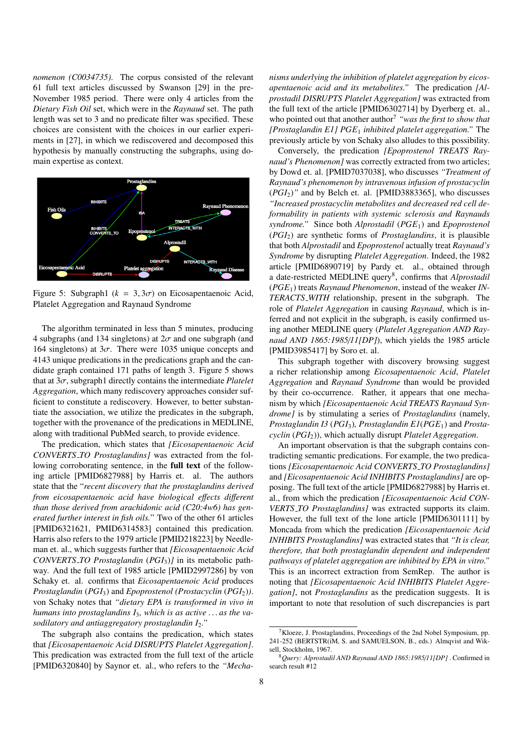*nomenon (C0034735)*. The corpus consisted of the relevant 61 full text articles discussed by Swanson [29] in the pre-November 1985 period. There were only 4 articles from the *Dietary Fish Oil* set, which were in the *Raynaud* set. The path length was set to 3 and no predicate filter was specified. These choices are consistent with the choices in our earlier experiments in [27], in which we rediscovered and decomposed this hypothesis by manually constructing the subgraphs, using domain expertise as context.

Figure 5: Subgraph1 ($k = 3, 3\sigma$) on Eicosapentaenoic Acid, Platelet Aggregation and Raynaud Syndrome

The algorithm terminated in less than 5 minutes, producing 4 subgraphs (and 134 singletons) at $2\sigma$ and one subgraph (and 164 singletons) at $3\sigma$. There were 1035 unique concepts and 4143 unique predications in the predications graph and the candidate graph contained 171 paths of length 3. Figure 5 shows that at $3\sigma$, subgraph1 directly contains the intermediate *Platelet Aggregation*, which many rediscovery approaches consider sufficient to constitute a rediscovery. However, to better substantiate the association, we utilize the predicates in the subgraph, together with the provenance of the predications in MEDLINE, along with traditional PubMed search, to provide evidence.

The predication, which states that *[Eicosapentaenoic Acid CONVERTS_TO Prostaglandins]* was extracted from the following corroborating sentence, in the **full text** of the following article [PMID6827988] by Harris et. al. The authors state that the "*recent discovery that the prostaglandins derived from eicosapentaenoic acid have biological effects different than those derived from arachidonic acid (C20:4w6) has generated further interest in fish oils.*" Two of the other 61 articles [PMID6321621, PMID6314583] contained this predication. Harris also refers to the 1979 article [PMID218223] by Needleman et. al., which suggests further that *[Eicosapentaenoic Acid CONVERTS_TO Prostaglandin ($PGI_3$)]* in its metabolic pathway. And the full text of 1985 article [PMID2997286] by von Schaky et. al. confirms that *Eicosapentaenoic Acid* produces *Prostaglandin* ($PGI_3$) and *Epoprostenol (Prostacyclin* ($PGI_2$)). von Schaky notes that *"dietary EPA is transformed in vivo in humans into prostaglandins $I_3$, which is as active ... as the vasodilatory and antiaggregatory prostaglandin $I_2$."*

The subgraph also contains the predication, which states that *[Eicosapentaenoic Acid DISRUPTS Platelet Aggregation]*. This predication was extracted from the full text of the article [PMID6320840] by Saynor et. al., who refers to the *"Mechanisms underlying the inhibition of platelet aggregation by eicosapentaenoic acid and its metabolites."* The predication *[Alprostadil DISRUPTS Platelet Aggregation]* was extracted from the full text of the article [PMID6302714] by Dyerberg et. al., who pointed out that another author[7] *"was the first to show that [Prostaglandin E1] $PGE_1$ inhibited platelet aggregation."* The previously article by von Schaky also alludes to this possibility.

Conversely, the predication *[Epoprostenol TREATS Raynaud's Phenomenon]* was correctly extracted from two articles; by Dowd et. al. [PMID7037038], who discusses *"Treatment of Raynaud's phenomenon by intravenous infusion of prostacyclin ($PGI_2$)"* and by Belch et. al. [PMID3883365], who discusses *"Increased prostacyclin metabolites and decreased red cell deformability in patients with systemic sclerosis and Raynauds syndrome."* Since both *Alprostadil* ($PGE_1$) and *Epoprostenol* ($PGI_2$) are synthetic forms of *Prostaglandins*, it is plausible that both *Alprostadil* and *Epoprostenol* actually treat *Raynaud's Syndrome* by disrupting *Platelet Aggregation*. Indeed, the 1982 article [PMID6890719] by Pardy et. al., obtained through a date-restricted MEDLINE query[8], confirms that *Alprostadil* ($PGE_1$) treats *Raynaud Phenomenon*, instead of the weaker *INTERACTS_WITH* relationship, present in the subgraph. The role of *Platelet Aggregation* in causing *Raynaud*, which is inferred and not explicit in the subgraph, is easily confirmed using another MEDLINE query (*Platelet Aggregation AND Raynaud AND 1865:1985/11[DP]*), which yields the 1985 article [PMID3985417] by Soro et. al.

This subgraph together with discovery browsing suggest a richer relationship among *Eicosapentaenoic Acid*, *Platelet Aggregation* and *Raynaud Syndrome* than would be provided by their co-occurrence. Rather, it appears that one mechanism by which *[Eicosapentaenoic Acid TREATS Raynaud Syndrome]* is by stimulating a series of *Prostaglandins* (namely, *Prostaglandin I3* ($PGI_3$)*, Prostaglandin E1*($PGE_1$) and *Prostacyclin* ($PGI_2$)), which actually disrupt *Platelet Aggregation*.

An important observation is that the subgraph contains contradicting semantic predications. For example, the two predications *[Eicosapentaenoic Acid CONVERTS_TO Prostaglandins]* and *[Eicosapentaenoic Acid INHIBITS Prostaglandins]* are opposing. The full text of the article [PMID6827988] by Harris et. al., from which the predication *[Eicosapentaenoic Acid CONVERTS_TO Prostaglandins]* was extracted supports its claim. However, the full text of the lone article [PMID6301111] by Moncada from which the predication *[Eicosapentaenoic Acid INHIBITS Prostaglandins]* was extracted states that *"It is clear, therefore, that both prostaglandin dependent and independent pathways of platelet aggregation are inhibited by EPA in vitro."* This is an incorrect extraction from SemRep. The author is noting that *[Eicosapentaenoic Acid INHIBITS Platelet Aggregation]*, not *Prostaglandins* as the predication suggests. It is important to note that resolution of such discrepancies is part

[7] Kloeze, J. Prostaglandins, Proceedings of the 2nd Nobel Symposium, pp. 241-252 (BERTSTR(iM, S. and SAMUELSON, B., eds.) Almqvist and Wiksell, Stockholm, 1967.

[8] *Query: Alprostadil AND Raynaud AND 1865:1985/11[DP]* . Confirmed in search result #12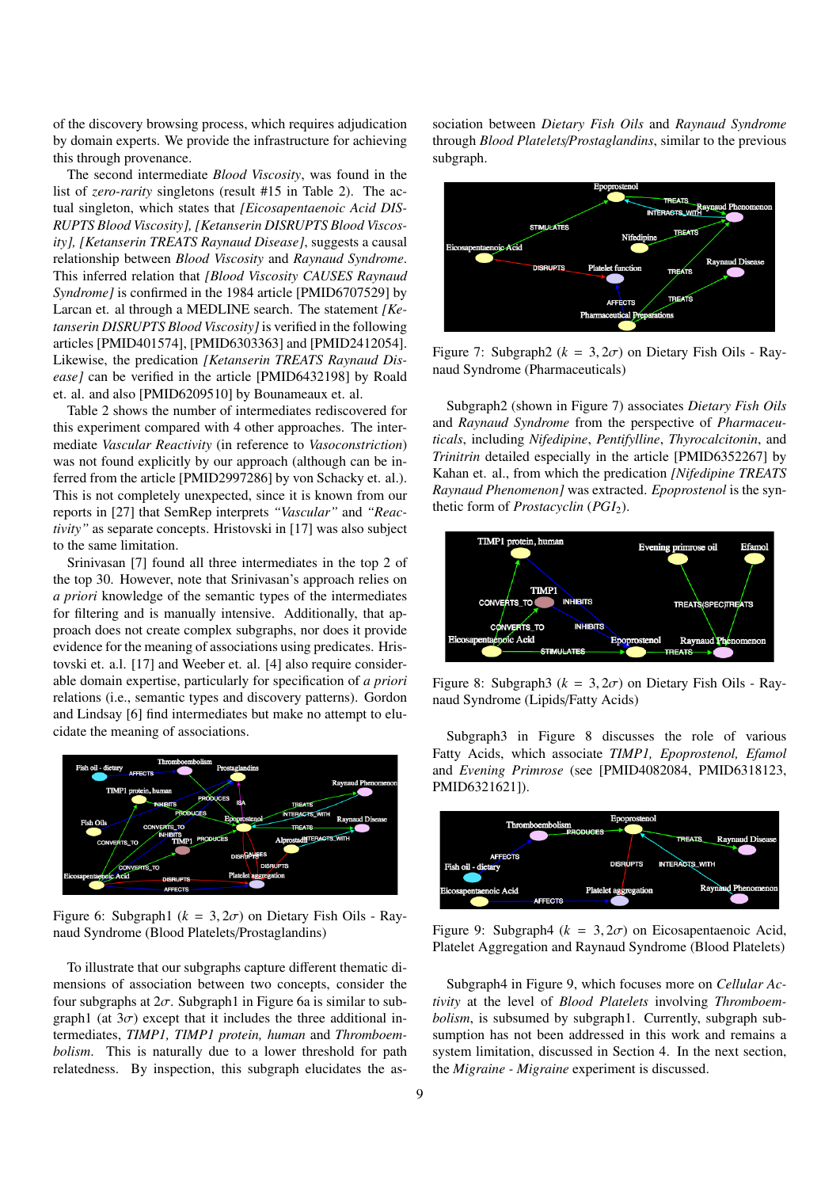of the discovery browsing process, which requires adjudication by domain experts. We provide the infrastructure for achieving this through provenance.

The second intermediate *Blood Viscosity*, was found in the list of *zero-rarity* singletons (result #15 in Table 2). The actual singleton, which states that *[Eicosapentaenoic Acid DISRUPTS Blood Viscosity], [Ketanserin DISRUPTS Blood Viscosity], [Ketanserin TREATS Raynaud Disease]*, suggests a causal relationship between *Blood Viscosity* and *Raynaud Syndrome*. This inferred relation that *[Blood Viscosity CAUSES Raynaud Syndrome]* is confirmed in the 1984 article [PMID6707529] by Larcan et. al through a MEDLINE search. The statement *[Ketanserin DISRUPTS Blood Viscosity]* is verified in the following articles [PMID401574], [PMID6303363] and [PMID2412054]. Likewise, the predication *[Ketanserin TREATS Raynaud Disease]* can be verified in the article [PMID6432198] by Roald et. al. and also [PMID6209510] by Bounameaux et. al.

Table 2 shows the number of intermediates rediscovered for this experiment compared with 4 other approaches. The intermediate *Vascular Reactivity* (in reference to *Vasoconstriction*) was not found explicitly by our approach (although can be inferred from the article [PMID2997286] by von Schacky et. al.). This is not completely unexpected, since it is known from our reports in [27] that SemRep interprets *"Vascular"* and *"Reactivity"* as separate concepts. Hristovski in [17] was also subject to the same limitation.

Srinivasan [7] found all three intermediates in the top 2 of the top 30. However, note that Srinivasan's approach relies on *a priori* knowledge of the semantic types of the intermediates for filtering and is manually intensive. Additionally, that approach does not create complex subgraphs, nor does it provide evidence for the meaning of associations using predicates. Hristovski et. a.l. [17] and Weeber et. al. [4] also require considerable domain expertise, particularly for specification of *a priori* relations (i.e., semantic types and discovery patterns). Gordon and Lindsay [6] find intermediates but make no attempt to elucidate the meaning of associations.

Figure 6: Subgraph1 ($k = 3, 2\sigma$) on Dietary Fish Oils - Raynaud Syndrome (Blood Platelets/Prostaglandins)

To illustrate that our subgraphs capture different thematic dimensions of association between two concepts, consider the four subgraphs at $2\sigma$. Subgraph1 in Figure 6a is similar to subgraph1 (at $3\sigma$) except that it includes the three additional intermediates, *TIMP1, TIMP1 protein, human* and *Thromboembolism*. This is naturally due to a lower threshold for path relatedness. By inspection, this subgraph elucidates the association between *Dietary Fish Oils* and *Raynaud Syndrome* through *Blood Platelets/Prostaglandins*, similar to the previous subgraph.

Figure 7: Subgraph2 ($k = 3, 2\sigma$) on Dietary Fish Oils - Raynaud Syndrome (Pharmaceuticals)

Subgraph2 (shown in Figure 7) associates *Dietary Fish Oils* and *Raynaud Syndrome* from the perspective of *Pharmaceuticals*, including *Nifedipine*, *Pentifylline*, *Thyrocalcitonin*, and *Trinitrin* detailed especially in the article [PMID6352267] by Kahan et. al., from which the predication *[Nifedipine TREATS Raynaud Phenomenon]* was extracted. *Epoprostenol* is the synthetic form of *Prostacyclin* (*$PGI_2$*).

Figure 8: Subgraph3 ($k = 3, 2\sigma$) on Dietary Fish Oils - Raynaud Syndrome (Lipids/Fatty Acids)

Subgraph3 in Figure 8 discusses the role of various Fatty Acids, which associate *TIMP1, Epoprostenol, Efamol* and *Evening Primrose* (see [PMID4082084, PMID6318123, PMID6321621]).

Figure 9: Subgraph4 ($k = 3, 2\sigma$) on Eicosapentaenoic Acid, Platelet Aggregation and Raynaud Syndrome (Blood Platelets)

Subgraph4 in Figure 9, which focuses more on *Cellular Activity* at the level of *Blood Platelets* involving *Thromboembolism*, is subsumed by subgraph1. Currently, subgraph subsumption has not been addressed in this work and remains a system limitation, discussed in Section 4. In the next section, the *Migraine - Migraine* experiment is discussed.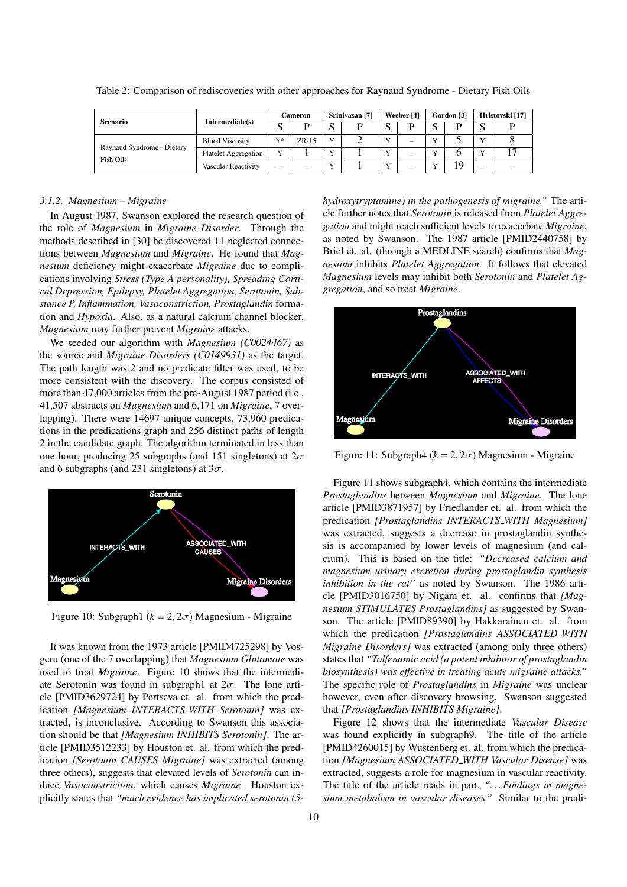Table 2: Comparison of rediscoveries with other approaches for Raynaud Syndrome - Dietary Fish Oils

| Scenario | Intermediate(s) | Cameron | | Srinivasan [7] | | Weeber [4] | | Gordon [3] | | Hristovski [17] | |
|---|---|---|---|---|---|---|---|---|---|---|---|
| | | S | P | S | P | S | P | S | P | S | P |
| Raynaud Syndrome - Dietary Fish Oils | Blood Viscosity | Y* | ZR-15 | Y | 2 | Y | – | Y | 5 | Y | 8 |
| | Platelet Aggregation | Y | 1 | Y | 1 | Y | – | Y | 6 | Y | 17 |
| | Vascular Reactivity | – | – | Y | 1 | Y | – | Y | 19 | – | – |

### 3.1.2. Magnesium – Migraine

In August 1987, Swanson explored the research question of the role of *Magnesium* in *Migraine Disorder*. Through the methods described in [30] he discovered 11 neglected connections between *Magnesium* and *Migraine*. He found that *Magnesium* deficiency might exacerbate *Migraine* due to complications involving *Stress (Type A personality), Spreading Cortical Depression, Epilepsy, Platelet Aggregation, Serotonin, Substance P, Inflammation, Vasoconstriction, Prostaglandin* formation and *Hypoxia*. Also, as a natural calcium channel blocker, *Magnesium* may further prevent *Migraine* attacks.

We seeded our algorithm with *Magnesium (C0024467)* as the source and *Migraine Disorders (C0149931)* as the target. The path length was 2 and no predicate filter was used, to be more consistent with the discovery. The corpus consisted of more than 47,000 articles from the pre-August 1987 period (i.e., 41,507 abstracts on *Magnesium* and 6,171 on *Migraine*, 7 overlapping). There were 14697 unique concepts, 73,960 predications in the predications graph and 256 distinct paths of length 2 in the candidate graph. The algorithm terminated in less than one hour, producing 25 subgraphs (and 151 singletons) at $2\sigma$ and 6 subgraphs (and 231 singletons) at $3\sigma$.

Figure 10: Subgraph1 ($k = 2, 2\sigma$) Magnesium - Migraine

It was known from the 1973 article [PMID4725298] by Vosgeru (one of the 7 overlapping) that *Magnesium Glutamate* was used to treat *Migraine*. Figure 10 shows that the intermediate Serotonin was found in subgraph1 at $2\sigma$. The lone article [PMID3629724] by Pertseva et. al. from which the predication *[Magnesium INTERACTS_WITH Serotonin]* was extracted, is inconclusive. According to Swanson this association should be that *[Magnesium INHIBITS Serotonin]*. The article [PMID3512233] by Houston et. al. from which the predication *[Serotonin CAUSES Migraine]* was extracted (among three others), suggests that elevated levels of *Serotonin* can induce *Vasoconstriction*, which causes *Migraine*. Houston explicitly states that *"much evidence has implicated serotonin (5-hydroxytryptamine) in the pathogenesis of migraine."* The article further notes that *Serotonin* is released from *Platelet Aggregation* and might reach sufficient levels to exacerbate *Migraine*, as noted by Swanson. The 1987 article [PMID2440758] by Briel et. al. (through a MEDLINE search) confirms that *Magnesium* inhibits *Platelet Aggregation*. It follows that elevated *Magnesium* levels may inhibit both *Serotonin* and *Platelet Aggregation*, and so treat *Migraine*.

Figure 11: Subgraph4 ($k = 2, 2\sigma$) Magnesium - Migraine

Figure 11 shows subgraph4, which contains the intermediate *Prostaglandins* between *Magnesium* and *Migraine*. The lone article [PMID3871957] by Friedlander et. al. from which the predication *[Prostaglandins INTERACTS_WITH Magnesium]* was extracted, suggests a decrease in prostaglandin synthesis is accompanied by lower levels of magnesium (and calcium). This is based on the title: *"Decreased calcium and magnesium urinary excretion during prostaglandin synthesis inhibition in the rat"* as noted by Swanson. The 1986 article [PMID3016750] by Nigam et. al. confirms that *[Magnesium STIMULATES Prostaglandins]* as suggested by Swanson. The article [PMID89390] by Hakkarainen et. al. from which the predication *[Prostaglandins ASSOCIATED_WITH Migraine Disorders]* was extracted (among only three others) states that *"Tolfenamic acid (a potent inhibitor of prostaglandin biosynthesis) was effective in treating acute migraine attacks."* The specific role of *Prostaglandins* in *Migraine* was unclear however, even after discovery browsing. Swanson suggested that *[Prostaglandins INHIBITS Migraine]*.

Figure 12 shows that the intermediate *Vascular Disease* was found explicitly in subgraph9. The title of the article [PMID4260015] by Wustenberg et. al. from which the predication *[Magnesium ASSOCIATED_WITH Vascular Disease]* was extracted, suggests a role for magnesium in vascular reactivity. The title of the article reads in part, *"... Findings in magnesium metabolism in vascular diseases."* Similar to the predi-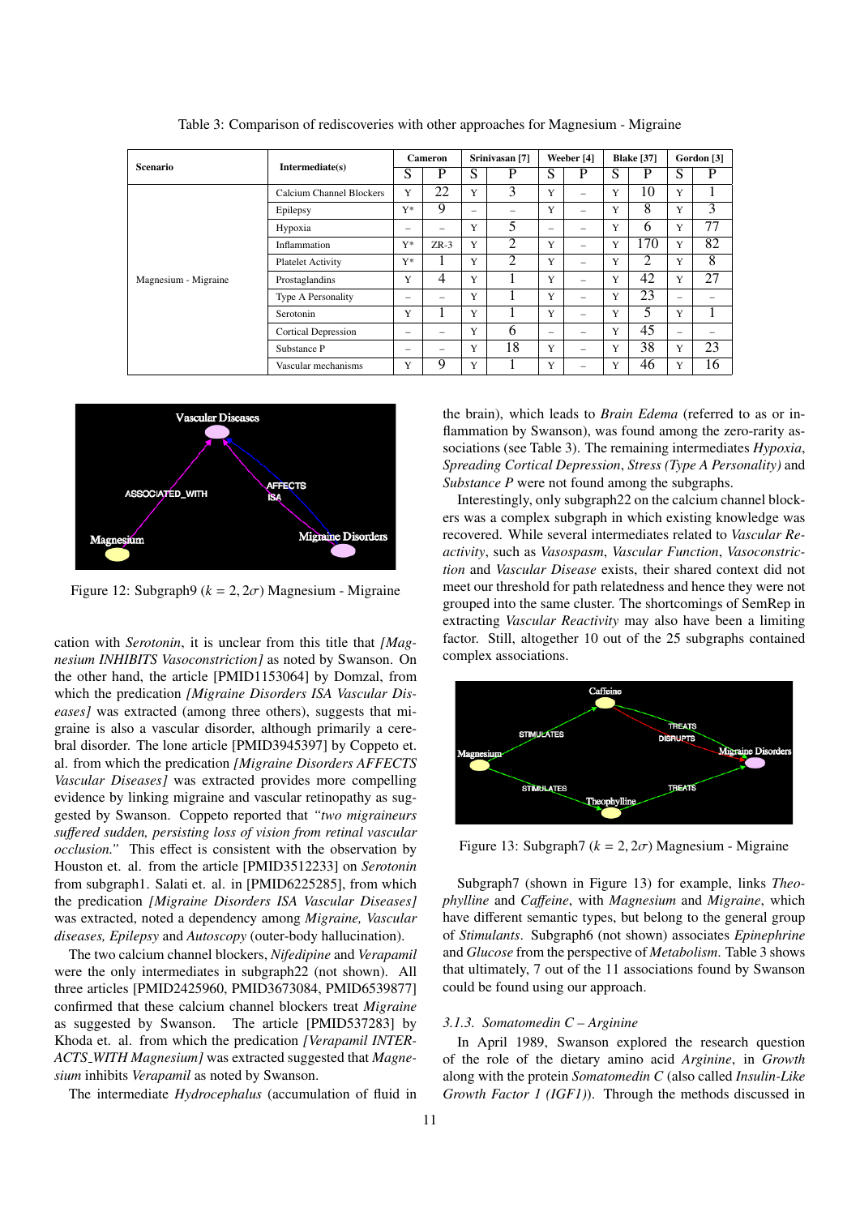Table 3: Comparison of rediscoveries with other approaches for Magnesium - Migraine

| Scenario | Intermediate(s) | Cameron | | Srinivasan [7] | | Weeber [4] | | Blake [37] | | Gordon [3] | |
|---|---|---|---|---|---|---|---|---|---|---|---|
| | | S | P | S | P | S | P | S | P | S | P |
| Magnesium - Migraine | Calcium Channel Blockers | Y | 22 | Y | 3 | Y | – | Y | 10 | Y | 1 |
| | Epilepsy | Y* | 9 | – | – | Y | – | Y | 8 | Y | 3 |
| | Hypoxia | – | – | Y | 5 | – | – | Y | 6 | Y | 77 |
| | Inflammation | Y* | ZR-3 | Y | 2 | Y | – | Y | 170 | Y | 82 |
| | Platelet Activity | Y* | 1 | Y | 2 | Y | – | Y | 2 | Y | 8 |
| | Prostaglandins | Y | 4 | Y | 1 | Y | – | Y | 42 | Y | 27 |
| | Type A Personality | – | – | Y | 1 | Y | – | Y | 23 | – | – |
| | Serotonin | Y | 1 | Y | 1 | Y | – | Y | 5 | Y | 1 |
| | Cortical Depression | – | – | Y | 6 | – | – | Y | 45 | – | – |
| | Substance P | – | – | Y | 18 | Y | – | Y | 38 | Y | 23 |
| | Vascular mechanisms | Y | 9 | Y | 1 | Y | – | Y | 46 | Y | 16 |

Figure 12: Subgraph9 ($k = 2, 2\sigma$) Magnesium - Migraine

cation with *Serotonin*, it is unclear from this title that *[Magnesium INHIBITS Vasoconstriction]* as noted by Swanson. On the other hand, the article [PMID1153064] by Domzal, from which the predication *[Migraine Disorders ISA Vascular Diseases]* was extracted (among three others), suggests that migraine is also a vascular disorder, although primarily a cerebral disorder. The lone article [PMID3945397] by Coppeto et. al. from which the predication *[Migraine Disorders AFFECTS Vascular Diseases]* was extracted provides more compelling evidence by linking migraine and vascular retinopathy as suggested by Swanson. Coppeto reported that *"two migraineurs suffered sudden, persisting loss of vision from retinal vascular occlusion."* This effect is consistent with the observation by Houston et. al. from the article [PMID3512233] on *Serotonin* from subgraph1. Salati et. al. in [PMID6225285], from which the predication *[Migraine Disorders ISA Vascular Diseases]* was extracted, noted a dependency among *Migraine, Vascular diseases, Epilepsy* and *Autoscopy* (outer-body hallucination).

The two calcium channel blockers, *Nifedipine* and *Verapamil* were the only intermediates in subgraph22 (not shown). All three articles [PMID2425960, PMID3673084, PMID6539877] confirmed that these calcium channel blockers treat *Migraine* as suggested by Swanson. The article [PMID537283] by Khoda et. al. from which the predication *[Verapamil INTERACTS_WITH Magnesium]* was extracted suggested that *Magnesium* inhibits *Verapamil* as noted by Swanson.

The intermediate *Hydrocephalus* (accumulation of fluid in the brain), which leads to *Brain Edema* (referred to as or inflammation by Swanson), was found among the zero-rarity associations (see Table 3). The remaining intermediates *Hypoxia*, *Spreading Cortical Depression*, *Stress (Type A Personality)* and *Substance P* were not found among the subgraphs.

Interestingly, only subgraph22 on the calcium channel blockers was a complex subgraph in which existing knowledge was recovered. While several intermediates related to *Vascular Reactivity*, such as *Vasospasm*, *Vascular Function*, *Vasoconstriction* and *Vascular Disease* exists, their shared context did not meet our threshold for path relatedness and hence they were not grouped into the same cluster. The shortcomings of SemRep in extracting *Vascular Reactivity* may also have been a limiting factor. Still, altogether 10 out of the 25 subgraphs contained complex associations.

Figure 13: Subgraph7 ($k = 2, 2\sigma$) Magnesium - Migraine

Subgraph7 (shown in Figure 13) for example, links *Theophylline* and *Caffeine*, with *Magnesium* and *Migraine*, which have different semantic types, but belong to the general group of *Stimulants*. Subgraph6 (not shown) associates *Epinephrine* and *Glucose* from the perspective of *Metabolism*. Table 3 shows that ultimately, 7 out of the 11 associations found by Swanson could be found using our approach.

### 3.1.3. Somatomedin C – Arginine

In April 1989, Swanson explored the research question of the role of the dietary amino acid *Arginine*, in *Growth* along with the protein *Somatomedin C* (also called *Insulin-Like Growth Factor 1 (IGF1)*). Through the methods discussed in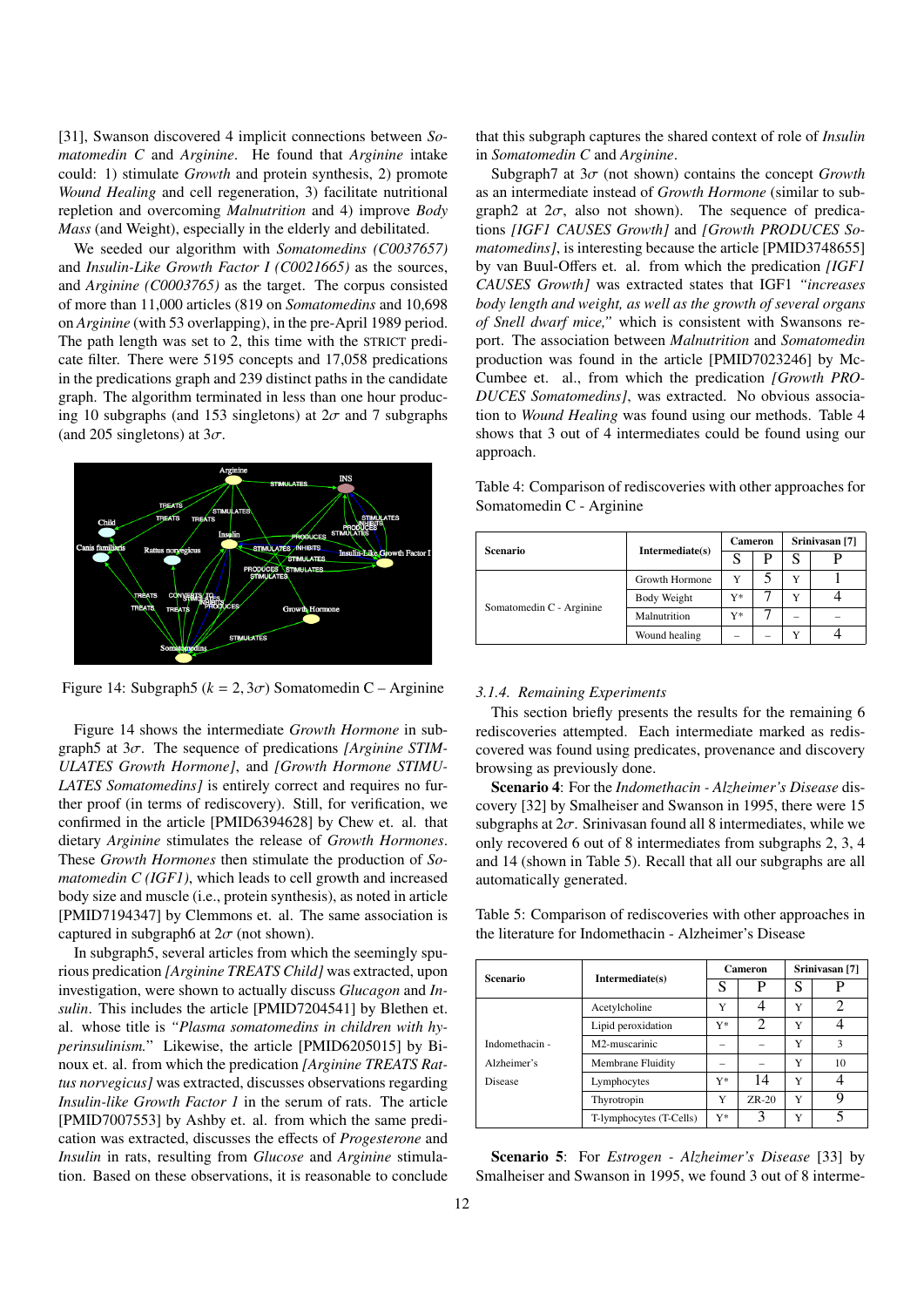[31], Swanson discovered 4 implicit connections between *Somatomedin C* and *Arginine*. He found that *Arginine* intake could: 1) stimulate *Growth* and protein synthesis, 2) promote *Wound Healing* and cell regeneration, 3) facilitate nutritional repletion and overcoming *Malnutrition* and 4) improve *Body Mass* (and Weight), especially in the elderly and debilitated.

We seeded our algorithm with *Somatomedins (C0037657)* and *Insulin-Like Growth Factor I (C0021665)* as the sources, and *Arginine (C0003765)* as the target. The corpus consisted of more than 11,000 articles (819 on *Somatomedins* and 10,698 on *Arginine* (with 53 overlapping), in the pre-April 1989 period. The path length was set to 2, this time with the STRICT predicate filter. There were 5195 concepts and 17,058 predications in the predications graph and 239 distinct paths in the candidate graph. The algorithm terminated in less than one hour producing 10 subgraphs (and 153 singletons) at $2\sigma$ and 7 subgraphs (and 205 singletons) at $3\sigma$.

Figure 14: Subgraph5 ($k = 2, 3\sigma$) Somatomedin C – Arginine

Figure 14 shows the intermediate *Growth Hormone* in subgraph5 at $3\sigma$. The sequence of predications *[Arginine STIMULATES Growth Hormone]*, and *[Growth Hormone STIMULATES Somatomedins]* is entirely correct and requires no further proof (in terms of rediscovery). Still, for verification, we confirmed in the article [PMID6394628] by Chew et. al. that dietary *Arginine* stimulates the release of *Growth Hormones*. These *Growth Hormones* then stimulate the production of *Somatomedin C (IGF1)*, which leads to cell growth and increased body size and muscle (i.e., protein synthesis), as noted in article [PMID7194347] by Clemmons et. al. The same association is captured in subgraph6 at $2\sigma$ (not shown).

In subgraph5, several articles from which the seemingly spurious predication *[Arginine TREATS Child]* was extracted, upon investigation, were shown to actually discuss *Glucagon* and *Insulin*. This includes the article [PMID7204541] by Blethen et. al. whose title is *"Plasma somatomedins in children with hyperinsulinism."* Likewise, the article [PMID6205015] by Binoux et. al. from which the predication *[Arginine TREATS Rattus norvegicus]* was extracted, discusses observations regarding *Insulin-like Growth Factor 1* in the serum of rats. The article [PMID7007553] by Ashby et. al. from which the same predication was extracted, discusses the effects of *Progesterone* and *Insulin* in rats, resulting from *Glucose* and *Arginine* stimulation. Based on these observations, it is reasonable to conclude that this subgraph captures the shared context of role of *Insulin* in *Somatomedin C* and *Arginine*.

Subgraph7 at $3\sigma$ (not shown) contains the concept *Growth* as an intermediate instead of *Growth Hormone* (similar to subgraph2 at $2\sigma$, also not shown). The sequence of predications *[IGF1 CAUSES Growth]* and *[Growth PRODUCES Somatomedins]*, is interesting because the article [PMID3748655] by van Buul-Offers et. al. from which the predication *[IGF1 CAUSES Growth]* was extracted states that IGF1 *"increases body length and weight, as well as the growth of several organs of Snell dwarf mice,"* which is consistent with Swansons report. The association between *Malnutrition* and *Somatomedin* production was found in the article [PMID7023246] by McCumbee et. al., from which the predication *[Growth PRODUCES Somatomedins]*, was extracted. No obvious association to *Wound Healing* was found using our methods. Table 4 shows that 3 out of 4 intermediates could be found using our approach.

Table 4: Comparison of rediscoveries with other approaches for Somatomedin C - Arginine

| Scenario | Intermediate(s) | Cameron | | Srinivasan [7] | |
|---|---|---|---|---|---|
| | | S | P | S | P |
| Somatomedin C - Arginine | Growth Hormone | Y | 5 | Y | 1 |
| | Body Weight | Y* | 7 | Y | 4 |
| | Malnutrition | Y* | 7 | – | – |
| | Wound healing | – | – | Y | 4 |

### 3.1.4. Remaining Experiments

This section briefly presents the results for the remaining 6 rediscoveries attempted. Each intermediate marked as rediscovered was found using predicates, provenance and discovery browsing as previously done.

**Scenario 4**: For the *Indomethacin - Alzheimer's Disease* discovery [32] by Smalheiser and Swanson in 1995, there were 15 subgraphs at $2\sigma$. Srinivasan found all 8 intermediates, while we only recovered 6 out of 8 intermediates from subgraphs 2, 3, 4 and 14 (shown in Table 5). Recall that all our subgraphs are all automatically generated.

Table 5: Comparison of rediscoveries with other approaches in the literature for Indomethacin - Alzheimer's Disease

| Scenario | Intermediate(s) | Cameron | | Srinivasan [7] | |
|---|---|---|---|---|---|
| | | S | P | S | P |
| Indomethacin - Alzheimer's Disease | Acetylcholine | Y | 4 | Y | 2 |
| | Lipid peroxidation | Y* | 2 | Y | 4 |
| | M2-muscarinic | – | – | Y | 3 |
| | Membrane Fluidity | – | – | Y | 10 |
| | Lymphocytes | Y* | 14 | Y | 4 |
| | Thyrotropin | Y | ZR-20 | Y | 9 |
| | T-lymphocytes (T-Cells) | Y* | 3 | Y | 5 |

**Scenario 5**: For *Estrogen - Alzheimer's Disease* [33] by Smalheiser and Swanson in 1995, we found 3 out of 8 interme-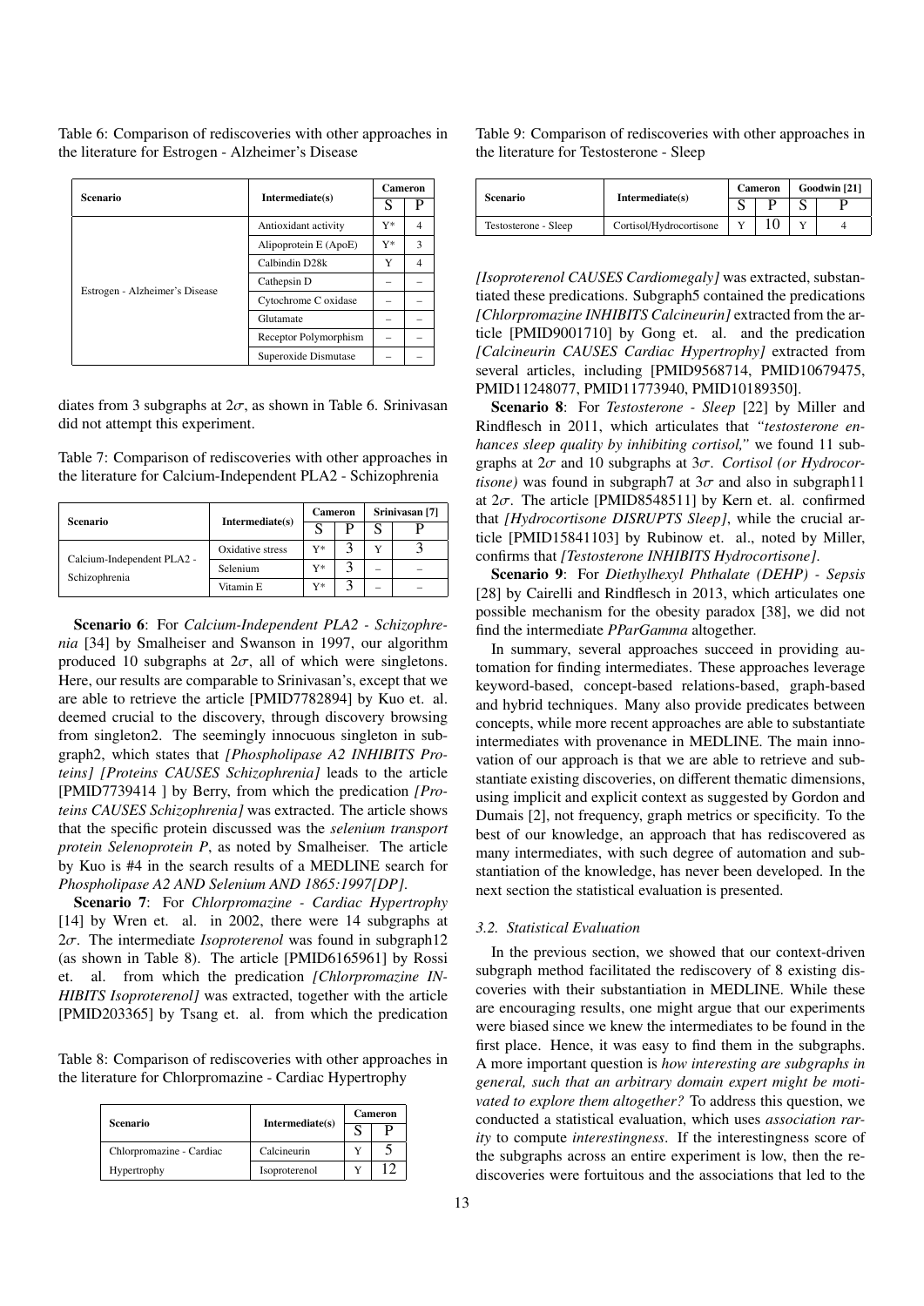Table 6: Comparison of rediscoveries with other approaches in the literature for Estrogen - Alzheimer's Disease

| Scenario | Intermediate(s) | Cameron | |
|---|---|---|---|
| | | S | P |
| Estrogen - Alzheimer's Disease | Antioxidant activity | Y* | 4 |
| | Alipoprotein E (ApoE) | Y* | 3 |
| | Calbindin D28k | Y | 4 |
| | Cathepsin D | – | – |
| | Cytochrome C oxidase | – | – |
| | Glutamate | – | – |
| | Receptor Polymorphism | – | – |
| | Superoxide Dismutase | – | – |

diates from 3 subgraphs at $2\sigma$, as shown in Table 6. Srinivasan did not attempt this experiment.

Table 7: Comparison of rediscoveries with other approaches in the literature for Calcium-Independent PLA2 - Schizophrenia

| Scenario | Intermediate(s) | Cameron | | Srinivasan [7] | |
|---|---|---|---|---|---|
| | | S | P | S | P |
| Calcium-Independent PLA2 - Schizophrenia | Oxidative stress | Y* | 3 | Y | 3 |
| | Selenium | Y* | 3 | – | – |
| | Vitamin E | Y* | 3 | – | – |

**Scenario 6**: For *Calcium-Independent PLA2 - Schizophrenia* [34] by Smalheiser and Swanson in 1997, our algorithm produced 10 subgraphs at $2\sigma$, all of which were singletons. Here, our results are comparable to Srinivasan's, except that we are able to retrieve the article [PMID7782894] by Kuo et. al. deemed crucial to the discovery, through discovery browsing from singleton2. The seemingly innocuous singleton in subgraph2, which states that *[Phospholipase A2 INHIBITS Proteins] [Proteins CAUSES Schizophrenia]* leads to the article [PMID7739414 ] by Berry, from which the predication *[Proteins CAUSES Schizophrenia]* was extracted. The article shows that the specific protein discussed was the *selenium transport protein Selenoprotein P*, as noted by Smalheiser. The article by Kuo is #4 in the search results of a MEDLINE search for *Phospholipase A2 AND Selenium AND 1865:1997[DP].*

**Scenario 7**: For *Chlorpromazine - Cardiac Hypertrophy* [14] by Wren et. al. in 2002, there were 14 subgraphs at $2\sigma$. The intermediate *Isoproterenol* was found in subgraph12 (as shown in Table 8). The article [PMID6165961] by Rossi et. al. from which the predication *[Chlorpromazine INHIBITS Isoproterenol]* was extracted, together with the article [PMID203365] by Tsang et. al. from which the predication

Table 8: Comparison of rediscoveries with other approaches in the literature for Chlorpromazine - Cardiac Hypertrophy

| Scenario | Intermediate(s) | Cameron | |
|---|---|---|---|
| | | S | P |
| Chlorpromazine - Cardiac Hypertrophy | Calcineurin | Y | 5 |
| | Isoproterenol | Y | 12 |

Table 9: Comparison of rediscoveries with other approaches in the literature for Testosterone - Sleep

| Scenario | Intermediate(s) | Cameron | | Goodwin [21] | |
|---|---|---|---|---|---|
| | | S | P | S | P |
| Testosterone - Sleep | Cortisol/Hydrocortisone | Y | 10 | Y | 4 |

*[Isoproterenol CAUSES Cardiomegaly]* was extracted, substantiated these predications. Subgraph5 contained the predications *[Chlorpromazine INHIBITS Calcineurin]* extracted from the article [PMID9001710] by Gong et. al. and the predication *[Calcineurin CAUSES Cardiac Hypertrophy]* extracted from several articles, including [PMID9568714, PMID10679475, PMID11248077, PMID11773940, PMID10189350].

**Scenario 8**: For *Testosterone - Sleep* [22] by Miller and Rindflesch in 2011, which articulates that *"testosterone enhances sleep quality by inhibiting cortisol,"* we found 11 subgraphs at $2\sigma$ and 10 subgraphs at $3\sigma$. *Cortisol (or Hydrocortisone)* was found in subgraph7 at $3\sigma$ and also in subgraph11 at $2\sigma$. The article [PMID8548511] by Kern et. al. confirmed that *[Hydrocortisone DISRUPTS Sleep]*, while the crucial article [PMID15841103] by Rubinow et. al., noted by Miller, confirms that *[Testosterone INHIBITS Hydrocortisone]*.

**Scenario 9**: For *Diethylhexyl Phthalate (DEHP) - Sepsis* [28] by Cairelli and Rindflesch in 2013, which articulates one possible mechanism for the obesity paradox [38], we did not find the intermediate *PParGamma* altogether.

In summary, several approaches succeed in providing automation for finding intermediates. These approaches leverage keyword-based, concept-based relations-based, graph-based and hybrid techniques. Many also provide predicates between concepts, while more recent approaches are able to substantiate intermediates with provenance in MEDLINE. The main innovation of our approach is that we are able to retrieve and substantiate existing discoveries, on different thematic dimensions, using implicit and explicit context as suggested by Gordon and Dumais [2], not frequency, graph metrics or specificity. To the best of our knowledge, an approach that has rediscovered as many intermediates, with such degree of automation and substantiation of the knowledge, has never been developed. In the next section the statistical evaluation is presented.

### 3.2. Statistical Evaluation

In the previous section, we showed that our context-driven subgraph method facilitated the rediscovery of 8 existing discoveries with their substantiation in MEDLINE. While these are encouraging results, one might argue that our experiments were biased since we knew the intermediates to be found in the first place. Hence, it was easy to find them in the subgraphs. A more important question is *how interesting are subgraphs in general, such that an arbitrary domain expert might be motivated to explore them altogether?* To address this question, we conducted a statistical evaluation, which uses *association rarity* to compute *interestingness*. If the interestingness score of the subgraphs across an entire experiment is low, then the rediscoveries were fortuitous and the associations that led to the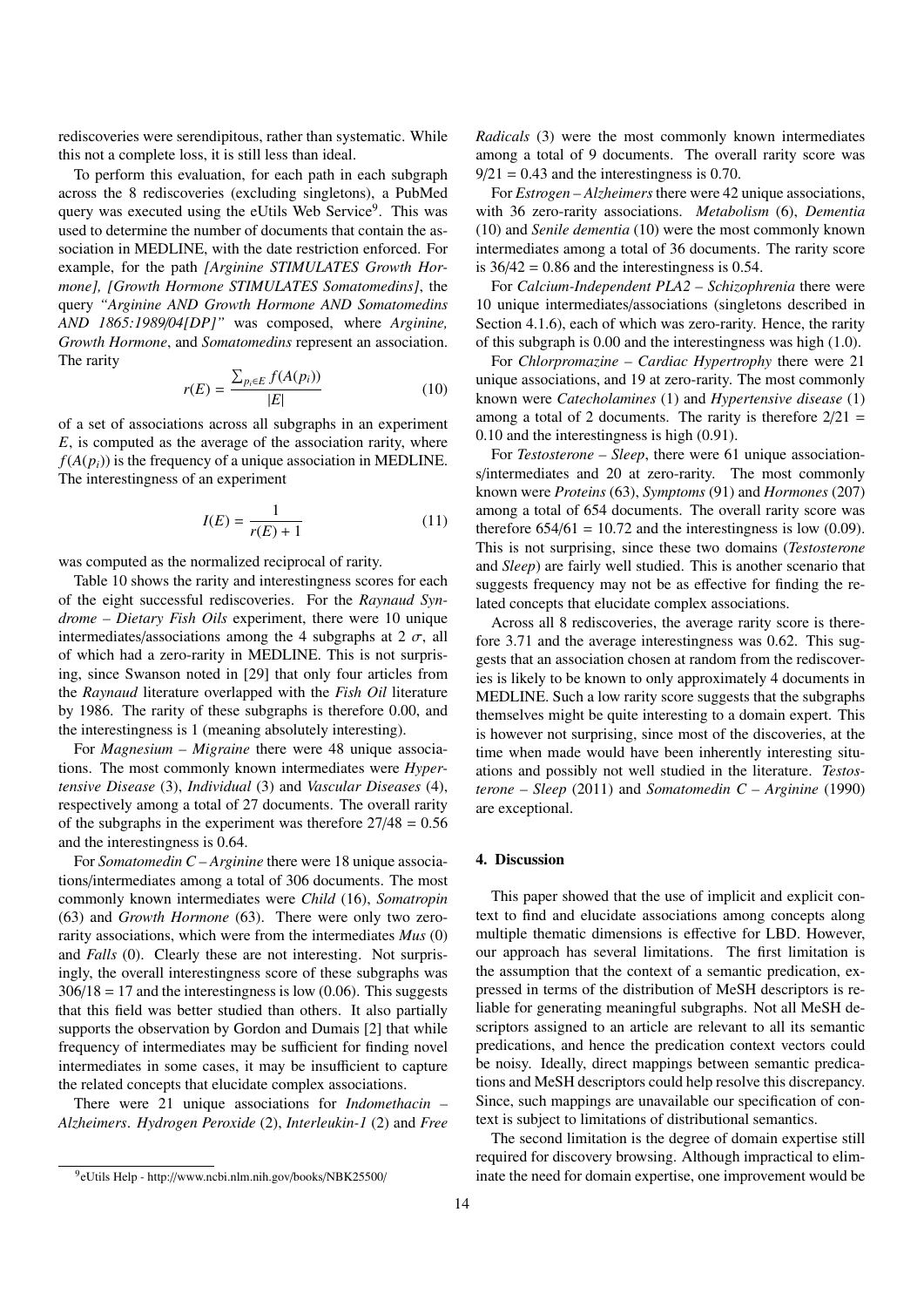rediscoveries were serendipitous, rather than systematic. While this not a complete loss, it is still less than ideal.

To perform this evaluation, for each path in each subgraph across the 8 rediscoveries (excluding singletons), a PubMed query was executed using the eUtils Web Service[9]. This was used to determine the number of documents that contain the association in MEDLINE, with the date restriction enforced. For example, for the path *[Arginine STIMULATES Growth Hormone], [Growth Hormone STIMULATES Somatomedins]*, the query *"Arginine AND Growth Hormone AND Somatomedins AND 1865:1989/04[DP]"* was composed, where *Arginine, Growth Hormone*, and *Somatomedins* represent an association. The rarity

$$r(E) = \frac{\sum_{p_i \in E} f(A(p_i))}{|E|} \tag{10}$$

of a set of associations across all subgraphs in an experiment $E$, is computed as the average of the association rarity, where $f(A(p_i))$ is the frequency of a unique association in MEDLINE. The interestingness of an experiment

$$I(E) = \frac{1}{r(E) + 1} \tag{11}$$

was computed as the normalized reciprocal of rarity.

Table 10 shows the rarity and interestingness scores for each of the eight successful rediscoveries. For the *Raynaud Syndrome – Dietary Fish Oils* experiment, there were 10 unique intermediates/associations among the 4 subgraphs at 2 $\sigma$, all of which had a zero-rarity in MEDLINE. This is not surprising, since Swanson noted in [29] that only four articles from the *Raynaud* literature overlapped with the *Fish Oil* literature by 1986. The rarity of these subgraphs is therefore 0.00, and the interestingness is 1 (meaning absolutely interesting).

For *Magnesium – Migraine* there were 48 unique associations. The most commonly known intermediates were *Hypertensive Disease* (3), *Individual* (3) and *Vascular Diseases* (4), respectively among a total of 27 documents. The overall rarity of the subgraphs in the experiment was therefore 27/48 = 0.56 and the interestingness is 0.64.

For *Somatomedin C – Arginine* there were 18 unique associations/intermediates among a total of 306 documents. The most commonly known intermediates were *Child* (16), *Somatropin* (63) and *Growth Hormone* (63). There were only two zero-rarity associations, which were from the intermediates *Mus* (0) and *Falls* (0). Clearly these are not interesting. Not surprisingly, the overall interestingness score of these subgraphs was 306/18 = 17 and the interestingness is low (0.06). This suggests that this field was better studied than others. It also partially supports the observation by Gordon and Dumais [2] that while frequency of intermediates may be sufficient for finding novel intermediates in some cases, it may be insufficient to capture the related concepts that elucidate complex associations.

There were 21 unique associations for *Indomethacin – Alzheimers*. *Hydrogen Peroxide* (2), *Interleukin-1* (2) and *Free Radicals* (3) were the most commonly known intermediates among a total of 9 documents. The overall rarity score was 9/21 = 0.43 and the interestingness is 0.70.

For *Estrogen – Alzheimers* there were 42 unique associations, with 36 zero-rarity associations. *Metabolism* (6), *Dementia* (10) and *Senile dementia* (10) were the most commonly known intermediates among a total of 36 documents. The rarity score is 36/42 = 0.86 and the interestingness is 0.54.

For *Calcium-Independent PLA2 – Schizophrenia* there were 10 unique intermediates/associations (singletons described in Section 4.1.6), each of which was zero-rarity. Hence, the rarity of this subgraph is 0.00 and the interestingness was high (1.0).

For *Chlorpromazine – Cardiac Hypertrophy* there were 21 unique associations, and 19 at zero-rarity. The most commonly known were *Catecholamines* (1) and *Hypertensive disease* (1) among a total of 2 documents. The rarity is therefore 2/21 = 0.10 and the interestingness is high (0.91).

For *Testosterone – Sleep*, there were 61 unique associations/intermediates and 20 at zero-rarity. The most commonly known were *Proteins* (63), *Symptoms* (91) and *Hormones* (207) among a total of 654 documents. The overall rarity score was therefore 654/61 = 10.72 and the interestingness is low (0.09). This is not surprising, since these two domains (*Testosterone* and *Sleep*) are fairly well studied. This is another scenario that suggests frequency may not be as effective for finding the related concepts that elucidate complex associations.

Across all 8 rediscoveries, the average rarity score is therefore 3.71 and the average interestingness was 0.62. This suggests that an association chosen at random from the rediscoveries is likely to be known to only approximately 4 documents in MEDLINE. Such a low rarity score suggests that the subgraphs themselves might be quite interesting to a domain expert. This is however not surprising, since most of the discoveries, at the time when made would have been inherently interesting situations and possibly not well studied in the literature. *Testosterone – Sleep* (2011) and *Somatomedin C – Arginine* (1990) are exceptional.

## 4. Discussion

This paper showed that the use of implicit and explicit context to find and elucidate associations among concepts along multiple thematic dimensions is effective for LBD. However, our approach has several limitations. The first limitation is the assumption that the context of a semantic predication, expressed in terms of the distribution of MeSH descriptors is reliable for generating meaningful subgraphs. Not all MeSH descriptors assigned to an article are relevant to all its semantic predications, and hence the predication context vectors could be noisy. Ideally, direct mappings between semantic predications and MeSH descriptors could help resolve this discrepancy. Since, such mappings are unavailable our specification of context is subject to limitations of distributional semantics.

The second limitation is the degree of domain expertise still required for discovery browsing. Although impractical to eliminate the need for domain expertise, one improvement would be

[9] eUtils Help - http://www.ncbi.nlm.nih.gov/books/NBK25500/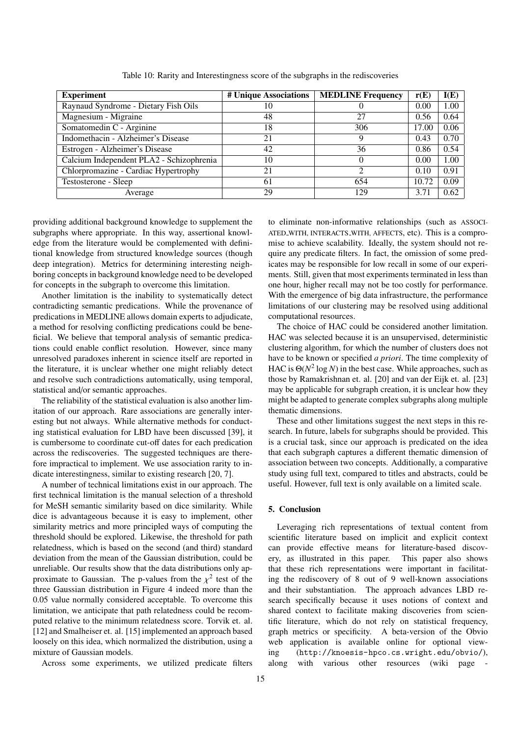Table 10: Rarity and Interestingness score of the subgraphs in the rediscoveries

| Experiment | # Unique Associations | MEDLINE Frequency | r(E) | I(E) |
|---|---|---|---|---|
| Raynaud Syndrome - Dietary Fish Oils | 10 | 0 | 0.00 | 1.00 |
| Magnesium - Migraine | 48 | 27 | 0.56 | 0.64 |
| Somatomedin C - Arginine | 18 | 306 | 17.00 | 0.06 |
| Indomethacin - Alzheimer's Disease | 21 | 9 | 0.43 | 0.70 |
| Estrogen - Alzheimer's Disease | 42 | 36 | 0.86 | 0.54 |
| Calcium Independent PLA2 - Schizophrenia | 10 | 0 | 0.00 | 1.00 |
| Chlorpromazine - Cardiac Hypertrophy | 21 | 2 | 0.10 | 0.91 |
| Testosterone - Sleep | 61 | 654 | 10.72 | 0.09 |
| Average | 29 | 129 | 3.71 | 0.62 |

providing additional background knowledge to supplement the subgraphs where appropriate. In this way, assertional knowledge from the literature would be complemented with definitional knowledge from structured knowledge sources (though deep integration). Metrics for determining interesting neighboring concepts in background knowledge need to be developed for concepts in the subgraph to overcome this limitation.

Another limitation is the inability to systematically detect contradicting semantic predications. While the provenance of predications in MEDLINE allows domain experts to adjudicate, a method for resolving conflicting predications could be beneficial. We believe that temporal analysis of semantic predications could enable conflict resolution. However, since many unresolved paradoxes inherent in science itself are reported in the literature, it is unclear whether one might reliably detect and resolve such contradictions automatically, using temporal, statistical and/or semantic approaches.

The reliability of the statistical evaluation is also another limitation of our approach. Rare associations are generally interesting but not always. While alternative methods for conducting statistical evaluation for LBD have been discussed [39], it is cumbersome to coordinate cut-off dates for each predication across the rediscoveries. The suggested techniques are therefore impractical to implement. We use association rarity to indicate interestingness, similar to existing research [20, 7].

A number of technical limitations exist in our approach. The first technical limitation is the manual selection of a threshold for MeSH semantic similarity based on dice similarity. While dice is advantageous because it is easy to implement, other similarity metrics and more principled ways of computing the threshold should be explored. Likewise, the threshold for path relatedness, which is based on the second (and third) standard deviation from the mean of the Gaussian distribution, could be unreliable. Our results show that the data distributions only approximate to Gaussian. The p-values from the $\chi^2$ test of the three Gaussian distribution in Figure 4 indeed more than the 0.05 value normally considered acceptable. To overcome this limitation, we anticipate that path relatedness could be recomputed relative to the minimum relatedness score. Torvik et. al. [12] and Smalheiser et. al. [15] implemented an approach based loosely on this idea, which normalized the distribution, using a mixture of Gaussian models.

Across some experiments, we utilized predicate filters to eliminate non-informative relationships (such as ASSOCIATED_WITH, INTERACTS_WITH, AFFECTS, etc). This is a compromise to achieve scalability. Ideally, the system should not require any predicate filters. In fact, the omission of some predicates may be responsible for low recall in some of our experiments. Still, given that most experiments terminated in less than one hour, higher recall may not be too costly for performance. With the emergence of big data infrastructure, the performance limitations of our clustering may be resolved using additional computational resources.

The choice of HAC could be considered another limitation. HAC was selected because it is an unsupervised, deterministic clustering algorithm, for which the number of clusters does not have to be known or specified *a priori*. The time complexity of HAC is $\Theta(N^2 \log N)$ in the best case. While approaches, such as those by Ramakrishnan et. al. [20] and van der Eijk et. al. [23] may be applicable for subgraph creation, it is unclear how they might be adapted to generate complex subgraphs along multiple thematic dimensions.

These and other limitations suggest the next steps in this research. In future, labels for subgraphs should be provided. This is a crucial task, since our approach is predicated on the idea that each subgraph captures a different thematic dimension of association between two concepts. Additionally, a comparative study using full text, compared to titles and abstracts, could be useful. However, full text is only available on a limited scale.

## 5. Conclusion

Leveraging rich representations of textual content from scientific literature based on implicit and explicit context can provide effective means for literature-based discovery, as illustrated in this paper. This paper also shows that these rich representations were important in facilitating the rediscovery of 8 out of 9 well-known associations and their substantiation. The approach advances LBD research specifically because it uses notions of context and shared context to facilitate making discoveries from scientific literature, which do not rely on statistical frequency, graph metrics or specificity. A beta-version of the Obvio web application is available online for optional viewing (http://knoesis-hpco.cs.wright.edu/obvio/), along with various other resources (wiki page -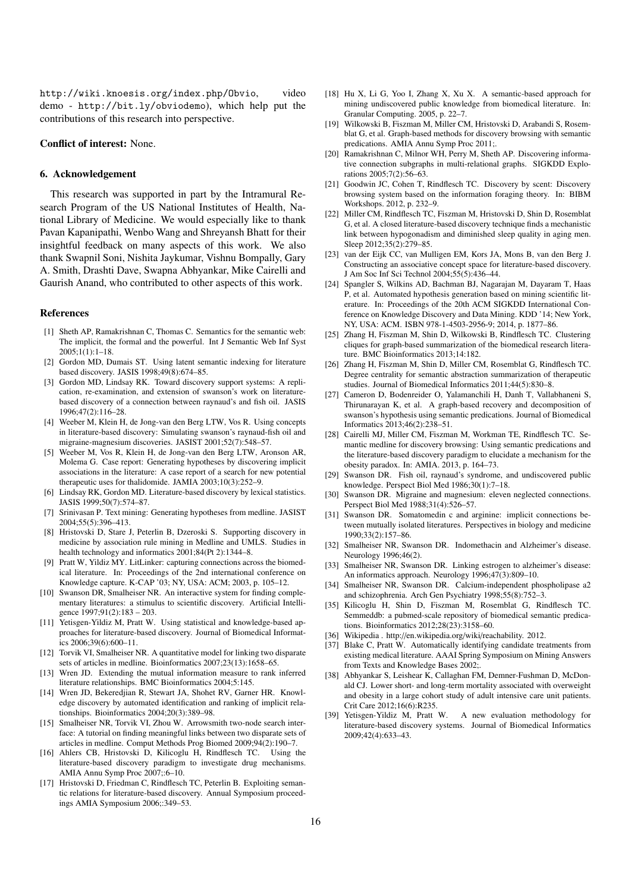http://wiki.knoesis.org/index.php/Obvio, video demo - http://bit.ly/obviodemo), which help put the contributions of this research into perspective.

**Conflict of interest:** None.

## 6. Acknowledgement

This research was supported in part by the Intramural Research Program of the US National Institutes of Health, National Library of Medicine. We would especially like to thank Pavan Kapanipathi, Wenbo Wang and Shreyansh Bhatt for their insightful feedback on many aspects of this work. We also thank Swapnil Soni, Nishita Jaykumar, Vishnu Bompally, Gary A. Smith, Drashti Dave, Swapna Abhyankar, Mike Cairelli and Gaurish Anand, who contributed to other aspects of this work.

## References

- [1] Sheth AP, Ramakrishnan C, Thomas C. Semantics for the semantic web: The implicit, the formal and the powerful. Int J Semantic Web Inf Syst 2005;1(1):1–18.
- [2] Gordon MD, Dumais ST. Using latent semantic indexing for literature based discovery. JASIS 1998;49(8):674–85.
- [3] Gordon MD, Lindsay RK. Toward discovery support systems: A replication, re-examination, and extension of swanson's work on literature-based discovery of a connection between raynaud's and fish oil. JASIS 1996;47(2):116–28.
- [4] Weeber M, Klein H, de Jong-van den Berg LTW, Vos R. Using concepts in literature-based discovery: Simulating swanson's raynaud-fish oil and migraine-magnesium discoveries. JASIST 2001;52(7):548–57.
- [5] Weeber M, Vos R, Klein H, de Jong-van den Berg LTW, Aronson AR, Molema G. Case report: Generating hypotheses by discovering implicit associations in the literature: A case report of a search for new potential therapeutic uses for thalidomide. JAMIA 2003;10(3):252–9.
- [6] Lindsay RK, Gordon MD. Literature-based discovery by lexical statistics. JASIS 1999;50(7):574–87.
- [7] Srinivasan P. Text mining: Generating hypotheses from medline. JASIST 2004;55(5):396–413.
- [8] Hristovski D, Stare J, Peterlin B, Dzeroski S. Supporting discovery in medicine by association rule mining in Medline and UMLS. Studies in health technology and informatics 2001;84(Pt 2):1344–8.
- [9] Pratt W, Yildiz MY. LitLinker: capturing connections across the biomedical literature. In: Proceedings of the 2nd international conference on Knowledge capture. K-CAP '03; NY, USA: ACM; 2003, p. 105–12.
- [10] Swanson DR, Smalheiser NR. An interactive system for finding complementary literatures: a stimulus to scientific discovery. Artificial Intelligence 1997;91(2):183 – 203.
- [11] Yetisgen-Yildiz M, Pratt W. Using statistical and knowledge-based approaches for literature-based discovery. Journal of Biomedical Informatics 2006;39(6):600–11.
- [12] Torvik VI, Smalheiser NR. A quantitative model for linking two disparate sets of articles in medline. Bioinformatics 2007;23(13):1658–65.
- [13] Wren JD. Extending the mutual information measure to rank inferred literature relationships. BMC Bioinformatics 2004;5:145.
- [14] Wren JD, Bekeredjian R, Stewart JA, Shohet RV, Garner HR. Knowledge discovery by automated identification and ranking of implicit relationships. Bioinformatics 2004;20(3):389–98.
- [15] Smalheiser NR, Torvik VI, Zhou W. Arrowsmith two-node search interface: A tutorial on finding meaningful links between two disparate sets of articles in medline. Comput Methods Prog Biomed 2009;94(2):190–7.
- [16] Ahlers CB, Hristovski D, Kilicoglu H, Rindflesch TC. Using the literature-based discovery paradigm to investigate drug mechanisms. AMIA Annu Symp Proc 2007;:6–10.
- [17] Hristovski D, Friedman C, Rindflesch TC, Peterlin B. Exploiting semantic relations for literature-based discovery. Annual Symposium proceedings AMIA Symposium 2006;:349–53.
- [18] Hu X, Li G, Yoo I, Zhang X, Xu X. A semantic-based approach for mining undiscovered public knowledge from biomedical literature. In: Granular Computing. 2005, p. 22–7.
- [19] Wilkowski B, Fiszman M, Miller CM, Hristovski D, Arabandi S, Rosemblat G, et al. Graph-based methods for discovery browsing with semantic predications. AMIA Annu Symp Proc 2011;.
- [20] Ramakrishnan C, Milnor WH, Perry M, Sheth AP. Discovering informative connection subgraphs in multi-relational graphs. SIGKDD Explorations 2005;7(2):56–63.
- [21] Goodwin JC, Cohen T, Rindflesch TC. Discovery by scent: Discovery browsing system based on the information foraging theory. In: BIBM Workshops. 2012, p. 232–9.
- [22] Miller CM, Rindflesch TC, Fiszman M, Hristovski D, Shin D, Rosemblat G, et al. A closed literature-based discovery technique finds a mechanistic link between hypogonadism and diminished sleep quality in aging men. Sleep 2012;35(2):279–85.
- [23] van der Eijk CC, van Mulligen EM, Kors JA, Mons B, van den Berg J. Constructing an associative concept space for literature-based discovery. J Am Soc Inf Sci Technol 2004;55(5):436–44.
- [24] Spangler S, Wilkins AD, Bachman BJ, Nagarajan M, Dayaram T, Haas P, et al. Automated hypothesis generation based on mining scientific literature. In: Proceedings of the 20th ACM SIGKDD International Conference on Knowledge Discovery and Data Mining. KDD '14; New York, NY, USA: ACM. ISBN 978-1-4503-2956-9; 2014, p. 1877–86.
- [25] Zhang H, Fiszman M, Shin D, Wilkowski B, Rindflesch TC. Clustering cliques for graph-based summarization of the biomedical research literature. BMC Bioinformatics 2013;14:182.
- [26] Zhang H, Fiszman M, Shin D, Miller CM, Rosemblat G, Rindflesch TC. Degree centrality for semantic abstraction summarization of therapeutic studies. Journal of Biomedical Informatics 2011;44(5):830–8.
- [27] Cameron D, Bodenreider O, Yalamanchili H, Danh T, Vallabhaneni S, Thirunarayan K, et al. A graph-based recovery and decomposition of swanson's hypothesis using semantic predications. Journal of Biomedical Informatics 2013;46(2):238–51.
- [28] Cairelli MJ, Miller CM, Fiszman M, Workman TE, Rindflesch TC. Semantic medline for discovery browsing: Using semantic predications and the literature-based discovery paradigm to elucidate a mechanism for the obesity paradox. In: AMIA. 2013, p. 164–73.
- [29] Swanson DR. Fish oil, raynaud's syndrome, and undiscovered public knowledge. Perspect Biol Med 1986;30(1):7–18.
- [30] Swanson DR. Migraine and magnesium: eleven neglected connections. Perspect Biol Med 1988;31(4):526–57.
- [31] Swanson DR. Somatomedin c and arginine: implicit connections between mutually isolated literatures. Perspectives in biology and medicine 1990;33(2):157–86.
- [32] Smalheiser NR, Swanson DR. Indomethacin and Alzheimer's disease. Neurology 1996;46(2).
- [33] Smalheiser NR, Swanson DR. Linking estrogen to alzheimer's disease: An informatics approach. Neurology 1996;47(3):809–10.
- [34] Smalheiser NR, Swanson DR. Calcium-independent phospholipase a2 and schizophrenia. Arch Gen Psychiatry 1998;55(8):752–3.
- [35] Kilicoglu H, Shin D, Fiszman M, Rosemblat G, Rindflesch TC. Semmeddb: a pubmed-scale repository of biomedical semantic predications. Bioinformatics 2012;28(23):3158–60.
- [36] Wikipedia . http://en.wikipedia.org/wiki/reachability. 2012.
- [37] Blake C, Pratt W. Automatically identifying candidate treatments from existing medical literature. AAAI Spring Symposium on Mining Answers from Texts and Knowledge Bases 2002;.
- [38] Abhyankar S, Leishear K, Callaghan FM, Demner-Fushman D, McDonald CJ. Lower short- and long-term mortality associated with overweight and obesity in a large cohort study of adult intensive care unit patients. Crit Care 2012;16(6):R235.
- [39] Yetisgen-Yildiz M, Pratt W. A new evaluation methodology for literature-based discovery systems. Journal of Biomedical Informatics 2009;42(4):633–43.